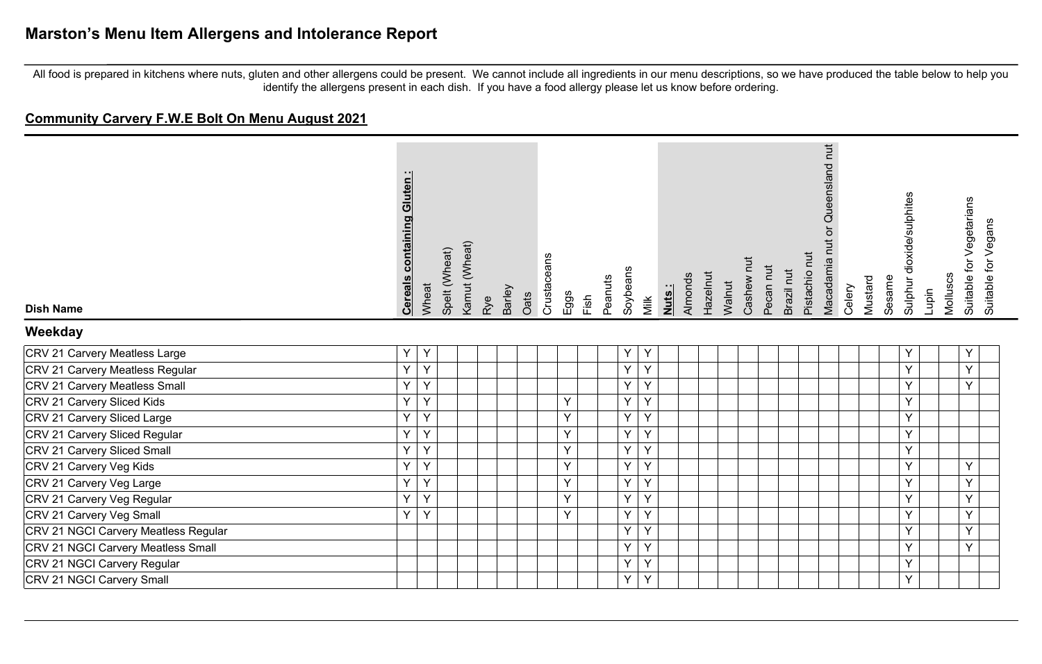# Marston's Menu Item Allergens and Intolerance Report

All food is prepared in kitchens where nuts, gluten and other allergens could be present. We cannot include all ingredients in our menu descriptions, so we have produced the table below to help you identify the allergens present in each dish. If you have a food allergy please let us know before ordering.

## Community Carvery F.W.E Bolt On Menu August 2021

| Dish Name | **Cereals containing Gluten :** | Wheat | Spelt (Wheat) | Kamut (Wheat) | Rye | Barley | Oats | Crustaceans | Eggs | Fish | Peanuts | Soybeans | Milk | **Nuts :** | Almonds | Hazelnut | Walnut | Cashew nut | Pecan nut | Brazil nut | Pistachio nut | Macadamia nut or Queensland nut | Celery | Mustard | Sesame | Sulphur dioxide/sulphites | Lupin | Molluscs | Suitable for Vegetarians | Suitable for Vegans |
|---|---|---|---|---|---|---|---|---|---|---|---|---|---|---|---|---|---|---|---|---|---|---|---|---|---|---|---|---|---|---|
| **Weekday** | | | | | | | | | | | | | | | | | | | | | | | | | | | | | | |
| CRV 21 Carvery Meatless Large | Y | Y | | | | | | | | | | Y | Y | | | | | | | | | | | | | Y | | | Y | |
| CRV 21 Carvery Meatless Regular | Y | Y | | | | | | | | | | Y | Y | | | | | | | | | | | | | Y | | | Y | |
| CRV 21 Carvery Meatless Small | Y | Y | | | | | | | | | | Y | Y | | | | | | | | | | | | | Y | | | Y | |
| CRV 21 Carvery Sliced Kids | Y | Y | | | | | | | Y | | | Y | Y | | | | | | | | | | | | | Y | | | | |
| CRV 21 Carvery Sliced Large | Y | Y | | | | | | | Y | | | Y | Y | | | | | | | | | | | | | Y | | | | |
| CRV 21 Carvery Sliced Regular | Y | Y | | | | | | | Y | | | Y | Y | | | | | | | | | | | | | Y | | | | |
| CRV 21 Carvery Sliced Small | Y | Y | | | | | | | Y | | | Y | Y | | | | | | | | | | | | | Y | | | | |
| CRV 21 Carvery Veg Kids | Y | Y | | | | | | | Y | | | Y | Y | | | | | | | | | | | | | Y | | | Y | |
| CRV 21 Carvery Veg Large | Y | Y | | | | | | | Y | | | Y | Y | | | | | | | | | | | | | Y | | | Y | |
| CRV 21 Carvery Veg Regular | Y | Y | | | | | | | Y | | | Y | Y | | | | | | | | | | | | | Y | | | Y | |
| CRV 21 Carvery Veg Small | Y | Y | | | | | | | Y | | | Y | Y | | | | | | | | | | | | | Y | | | Y | |
| CRV 21 NGCI Carvery Meatless Regular | | | | | | | | | | | | Y | Y | | | | | | | | | | | | | Y | | | Y | |
| CRV 21 NGCI Carvery Meatless Small | | | | | | | | | | | | Y | Y | | | | | | | | | | | | | Y | | | Y | |
| CRV 21 NGCI Carvery Regular | | | | | | | | | | | | Y | Y | | | | | | | | | | | | | Y | | | | |
| CRV 21 NGCI Carvery Small | | | | | | | | | | | | Y | Y | | | | | | | | | | | | | Y | | | | |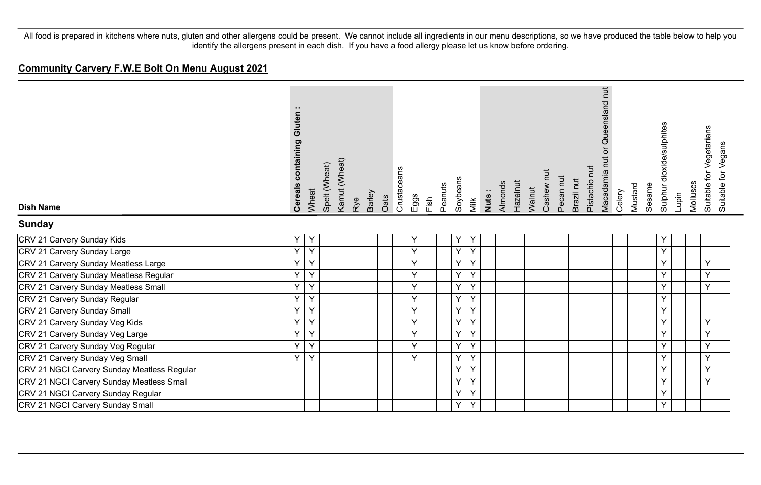All food is prepared in kitchens where nuts, gluten and other allergens could be present. We cannot include all ingredients in our menu descriptions, so we have produced the table below to help you identify the allergens present in each dish. If you have a food allergy please let us know before ordering.

## Community Carvery F.W.E Bolt On Menu August 2021

| Dish Name | **Cereals containing Gluten :** | Wheat | Spelt (Wheat) | Kamut (Wheat) | Rye | Barley | Oats | Crustaceans | Eggs | Fish | Peanuts | Soybeans | Milk | **Nuts :** | Almonds | Hazelnut | Walnut | Cashew nut | Pecan nut | Brazil nut | Pistachio nut | Macadamia nut or Queensland nut | Celery | Mustard | Sesame | Sulphur dioxide/sulphites | Lupin | Molluscs | Suitable for Vegetarians | Suitable for Vegans |
|---|---|---|---|---|---|---|---|---|---|---|---|---|---|---|---|---|---|---|---|---|---|---|---|---|---|---|---|---|---|---|
| **Sunday** | | | | | | | | | | | | | | | | | | | | | | | | | | | | | | |
| CRV 21 Carvery Sunday Kids | Y | Y | | | | | | | Y | | | Y | Y | | | | | | | | | | | | | Y | | | | |
| CRV 21 Carvery Sunday Large | Y | Y | | | | | | | Y | | | Y | Y | | | | | | | | | | | | | Y | | | | |
| CRV 21 Carvery Sunday Meatless Large | Y | Y | | | | | | | Y | | | Y | Y | | | | | | | | | | | | | Y | | | Y | |
| CRV 21 Carvery Sunday Meatless Regular | Y | Y | | | | | | | Y | | | Y | Y | | | | | | | | | | | | | Y | | | Y | |
| CRV 21 Carvery Sunday Meatless Small | Y | Y | | | | | | | Y | | | Y | Y | | | | | | | | | | | | | Y | | | Y | |
| CRV 21 Carvery Sunday Regular | Y | Y | | | | | | | Y | | | Y | Y | | | | | | | | | | | | | Y | | | | |
| CRV 21 Carvery Sunday Small | Y | Y | | | | | | | Y | | | Y | Y | | | | | | | | | | | | | Y | | | | |
| CRV 21 Carvery Sunday Veg Kids | Y | Y | | | | | | | Y | | | Y | Y | | | | | | | | | | | | | Y | | | Y | |
| CRV 21 Carvery Sunday Veg Large | Y | Y | | | | | | | Y | | | Y | Y | | | | | | | | | | | | | Y | | | Y | |
| CRV 21 Carvery Sunday Veg Regular | Y | Y | | | | | | | Y | | | Y | Y | | | | | | | | | | | | | Y | | | Y | |
| CRV 21 Carvery Sunday Veg Small | Y | Y | | | | | | | Y | | | Y | Y | | | | | | | | | | | | | Y | | | Y | |
| CRV 21 NGCI Carvery Sunday Meatless Regular | | | | | | | | | | | | Y | Y | | | | | | | | | | | | | Y | | | Y | |
| CRV 21 NGCI Carvery Sunday Meatless Small | | | | | | | | | | | | Y | Y | | | | | | | | | | | | | Y | | | Y | |
| CRV 21 NGCI Carvery Sunday Regular | | | | | | | | | | | | Y | Y | | | | | | | | | | | | | Y | | | | |
| CRV 21 NGCI Carvery Sunday Small | | | | | | | | | | | | Y | Y | | | | | | | | | | | | | Y | | | | |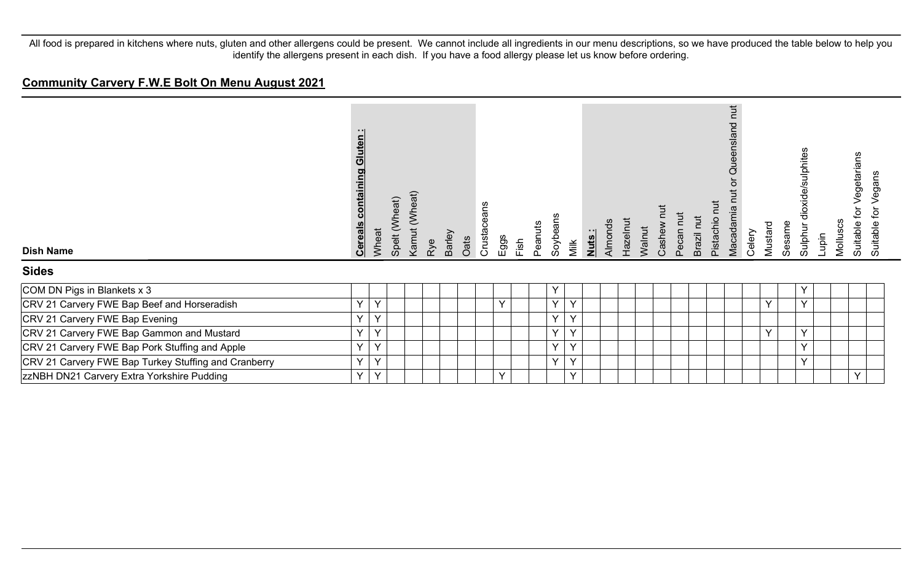All food is prepared in kitchens where nuts, gluten and other allergens could be present. We cannot include all ingredients in our menu descriptions, so we have produced the table below to help you identify the allergens present in each dish. If you have a food allergy please let us know before ordering.

## Community Carvery F.W.E Bolt On Menu August 2021

| Dish Name | **Cereals containing Gluten :** | Wheat | Spelt (Wheat) | Kamut (Wheat) | Rye | Barley | Oats | Crustaceans | Eggs | Fish | Peanuts | Soybeans | Milk | **Nuts :** | Almonds | Hazelnut | Walnut | Cashew nut | Pecan nut | Brazil nut | Pistachio nut | Macadamia nut or Queensland nut | Celery | Mustard | Sesame | Sulphur dioxide/sulphites | Lupin | Molluscs | Suitable for Vegetarians | Suitable for Vegans |
|---|---|---|---|---|---|---|---|---|---|---|---|---|---|---|---|---|---|---|---|---|---|---|---|---|---|---|---|---|---|---|
| **Sides** | | | | | | | | | | | | | | | | | | | | | | | | | | | | | | |
| COM DN Pigs in Blankets x 3 | | | | | | | | | | | | Y | | | | | | | | | | | | | | Y | | | | |
| CRV 21 Carvery FWE Bap Beef and Horseradish | Y | Y | | | | | | | Y | | | Y | Y | | | | | | | | | | | Y | | Y | | | | |
| CRV 21 Carvery FWE Bap Evening | Y | Y | | | | | | | | | | Y | Y | | | | | | | | | | | | | | | | | |
| CRV 21 Carvery FWE Bap Gammon and Mustard | Y | Y | | | | | | | | | | Y | Y | | | | | | | | | | | Y | | Y | | | | |
| CRV 21 Carvery FWE Bap Pork Stuffing and Apple | Y | Y | | | | | | | | | | Y | Y | | | | | | | | | | | | | Y | | | | |
| CRV 21 Carvery FWE Bap Turkey Stuffing and Cranberry | Y | Y | | | | | | | | | | Y | Y | | | | | | | | | | | | | Y | | | | |
| zzNBH DN21 Carvery Extra Yorkshire Pudding | Y | Y | | | | | | | Y | | | | Y | | | | | | | | | | | | | | | | Y | |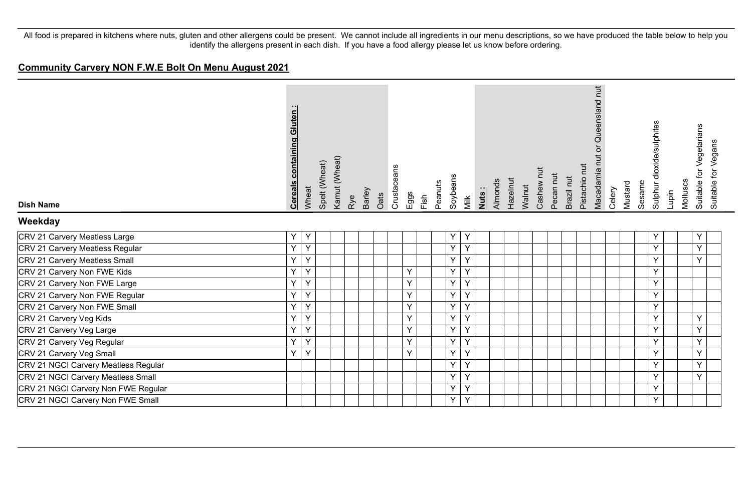All food is prepared in kitchens where nuts, gluten and other allergens could be present. We cannot include all ingredients in our menu descriptions, so we have produced the table below to help you identify the allergens present in each dish. If you have a food allergy please let us know before ordering.

## Community Carvery NON F.W.E Bolt On Menu August 2021

| Dish Name | **Cereals containing Gluten :** | Wheat | Spelt (Wheat) | Kamut (Wheat) | Rye | Barley | Oats | Crustaceans | Eggs | Fish | Peanuts | Soybeans | Milk | **Nuts :** | Almonds | Hazelnut | Walnut | Cashew nut | Pecan nut | Brazil nut | Pistachio nut | Macadamia nut or Queensland nut | Celery | Mustard | Sesame | Sulphur dioxide/sulphites | Lupin | Molluscs | Suitable for Vegetarians | Suitable for Vegans |
|---|---|---|---|---|---|---|---|---|---|---|---|---|---|---|---|---|---|---|---|---|---|---|---|---|---|---|---|---|---|---|
| **Weekday** | | | | | | | | | | | | | | | | | | | | | | | | | | | | | | |
| CRV 21 Carvery Meatless Large | Y | Y | | | | | | | | | | Y | Y | | | | | | | | | | | | | Y | | | Y | |
| CRV 21 Carvery Meatless Regular | Y | Y | | | | | | | | | | Y | Y | | | | | | | | | | | | | Y | | | Y | |
| CRV 21 Carvery Meatless Small | Y | Y | | | | | | | | | | Y | Y | | | | | | | | | | | | | Y | | | Y | |
| CRV 21 Carvery Non FWE Kids | Y | Y | | | | | | | Y | | | Y | Y | | | | | | | | | | | | | Y | | | | |
| CRV 21 Carvery Non FWE Large | Y | Y | | | | | | | Y | | | Y | Y | | | | | | | | | | | | | Y | | | | |
| CRV 21 Carvery Non FWE Regular | Y | Y | | | | | | | Y | | | Y | Y | | | | | | | | | | | | | Y | | | | |
| CRV 21 Carvery Non FWE Small | Y | Y | | | | | | | Y | | | Y | Y | | | | | | | | | | | | | Y | | | | |
| CRV 21 Carvery Veg Kids | Y | Y | | | | | | | Y | | | Y | Y | | | | | | | | | | | | | Y | | | Y | |
| CRV 21 Carvery Veg Large | Y | Y | | | | | | | Y | | | Y | Y | | | | | | | | | | | | | Y | | | Y | |
| CRV 21 Carvery Veg Regular | Y | Y | | | | | | | Y | | | Y | Y | | | | | | | | | | | | | Y | | | Y | |
| CRV 21 Carvery Veg Small | Y | Y | | | | | | | Y | | | Y | Y | | | | | | | | | | | | | Y | | | Y | |
| CRV 21 NGCI Carvery Meatless Regular | | | | | | | | | | | | Y | Y | | | | | | | | | | | | | Y | | | Y | |
| CRV 21 NGCI Carvery Meatless Small | | | | | | | | | | | | Y | Y | | | | | | | | | | | | | Y | | | Y | |
| CRV 21 NGCI Carvery Non FWE Regular | | | | | | | | | | | | Y | Y | | | | | | | | | | | | | Y | | | | |
| CRV 21 NGCI Carvery Non FWE Small | | | | | | | | | | | | Y | Y | | | | | | | | | | | | | Y | | | | |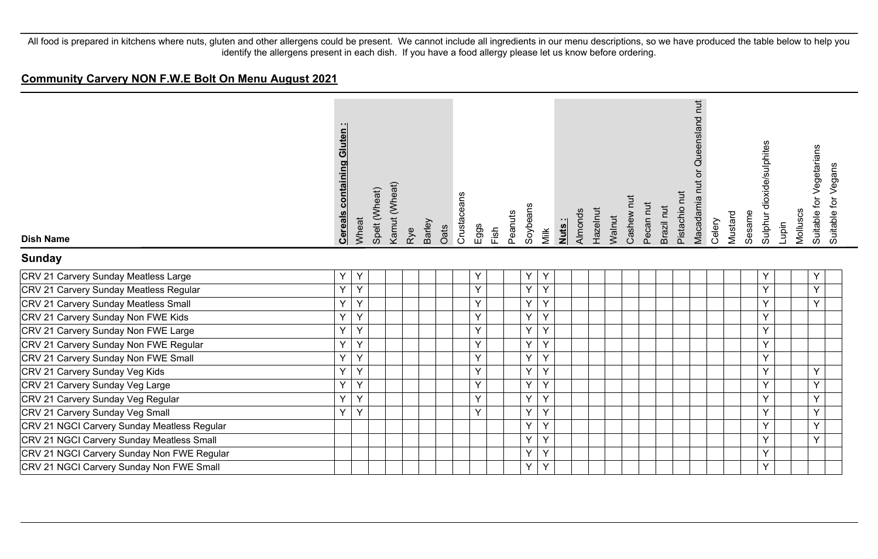All food is prepared in kitchens where nuts, gluten and other allergens could be present. We cannot include all ingredients in our menu descriptions, so we have produced the table below to help you identify the allergens present in each dish. If you have a food allergy please let us know before ordering.

## Community Carvery NON F.W.E Bolt On Menu August 2021

| Dish Name | **Cereals containing Gluten :** | Wheat | Spelt (Wheat) | Kamut (Wheat) | Rye | Barley | Oats | Crustaceans | Eggs | Fish | Peanuts | Soybeans | Milk | **Nuts :** | Almonds | Hazelnut | Walnut | Cashew nut | Pecan nut | Brazil nut | Pistachio nut | Macadamia nut or Queensland nut | Celery | Mustard | Sesame | Sulphur dioxide/sulphites | Lupin | Molluscs | Suitable for Vegetarians | Suitable for Vegans |
|---|---|---|---|---|---|---|---|---|---|---|---|---|---|---|---|---|---|---|---|---|---|---|---|---|---|---|---|---|---|---|
| **Sunday** | | | | | | | | | | | | | | | | | | | | | | | | | | | | | | |
| CRV 21 Carvery Sunday Meatless Large | Y | Y | | | | | | | Y | | | Y | Y | | | | | | | | | | | | | Y | | | Y | |
| CRV 21 Carvery Sunday Meatless Regular | Y | Y | | | | | | | Y | | | Y | Y | | | | | | | | | | | | | Y | | | Y | |
| CRV 21 Carvery Sunday Meatless Small | Y | Y | | | | | | | Y | | | Y | Y | | | | | | | | | | | | | Y | | | Y | |
| CRV 21 Carvery Sunday Non FWE Kids | Y | Y | | | | | | | Y | | | Y | Y | | | | | | | | | | | | | Y | | | | |
| CRV 21 Carvery Sunday Non FWE Large | Y | Y | | | | | | | Y | | | Y | Y | | | | | | | | | | | | | Y | | | | |
| CRV 21 Carvery Sunday Non FWE Regular | Y | Y | | | | | | | Y | | | Y | Y | | | | | | | | | | | | | Y | | | | |
| CRV 21 Carvery Sunday Non FWE Small | Y | Y | | | | | | | Y | | | Y | Y | | | | | | | | | | | | | Y | | | | |
| CRV 21 Carvery Sunday Veg Kids | Y | Y | | | | | | | Y | | | Y | Y | | | | | | | | | | | | | Y | | | Y | |
| CRV 21 Carvery Sunday Veg Large | Y | Y | | | | | | | Y | | | Y | Y | | | | | | | | | | | | | Y | | | Y | |
| CRV 21 Carvery Sunday Veg Regular | Y | Y | | | | | | | Y | | | Y | Y | | | | | | | | | | | | | Y | | | Y | |
| CRV 21 Carvery Sunday Veg Small | Y | Y | | | | | | | Y | | | Y | Y | | | | | | | | | | | | | Y | | | Y | |
| CRV 21 NGCI Carvery Sunday Meatless Regular | | | | | | | | | | | | Y | Y | | | | | | | | | | | | | Y | | | Y | |
| CRV 21 NGCI Carvery Sunday Meatless Small | | | | | | | | | | | | Y | Y | | | | | | | | | | | | | Y | | | Y | |
| CRV 21 NGCI Carvery Sunday Non FWE Regular | | | | | | | | | | | | Y | Y | | | | | | | | | | | | | Y | | | | |
| CRV 21 NGCI Carvery Sunday Non FWE Small | | | | | | | | | | | | Y | Y | | | | | | | | | | | | | Y | | | | |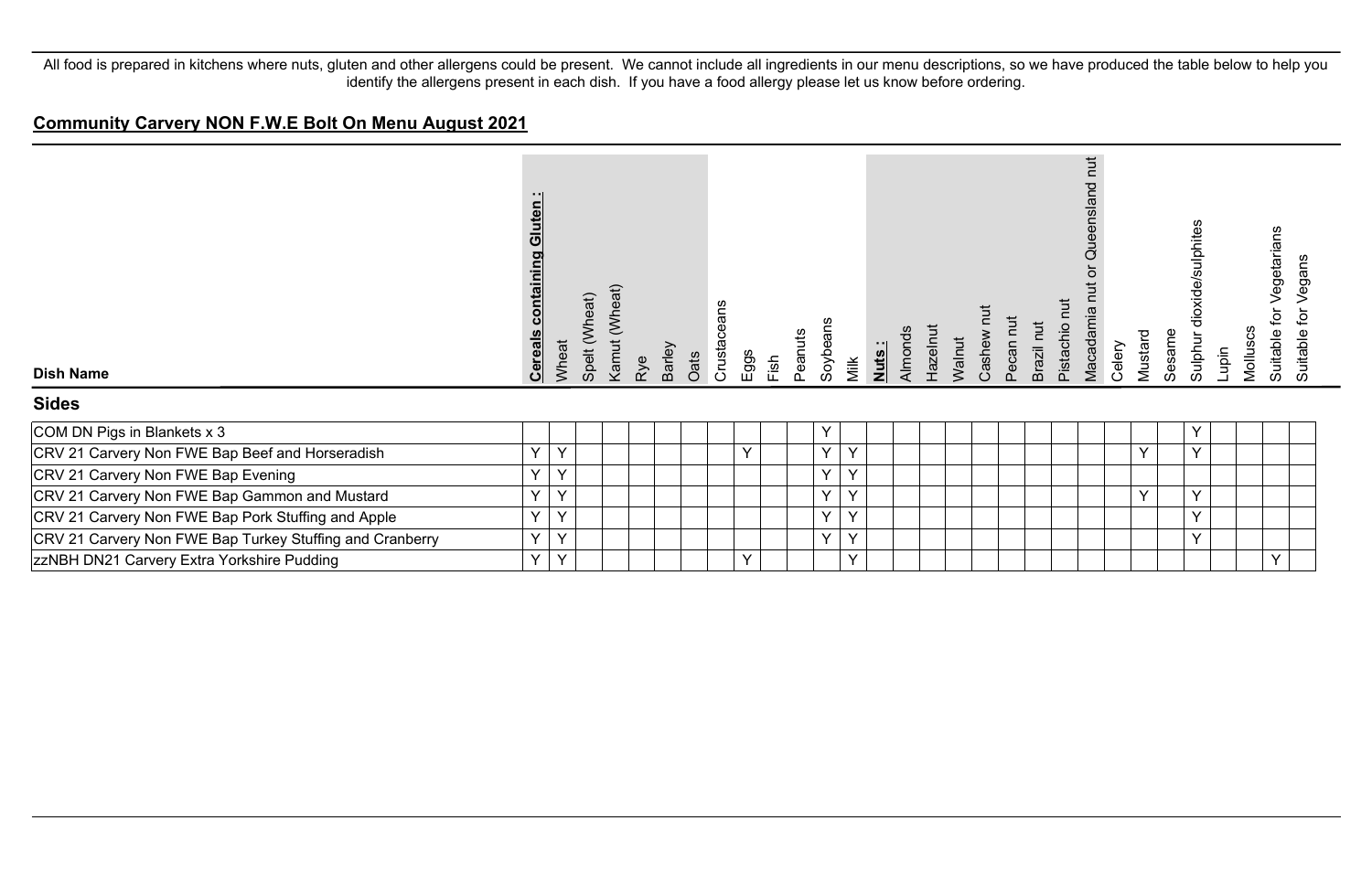All food is prepared in kitchens where nuts, gluten and other allergens could be present. We cannot include all ingredients in our menu descriptions, so we have produced the table below to help you identify the allergens present in each dish. If you have a food allergy please let us know before ordering.

## Community Carvery NON F.W.E Bolt On Menu August 2021

| Dish Name | Cereals containing Gluten : | Wheat | Spelt (Wheat) | Kamut (Wheat) | Rye | Barley | Oats | Crustaceans | Eggs | Fish | Peanuts | Soybeans | Milk | Nuts : | Almonds | Hazelnut | Walnut | Cashew nut | Pecan nut | Brazil nut | Pistachio nut | Macadamia nut or Queensland nut | Celery | Mustard | Sesame | Sulphur dioxide/sulphites | Lupin | Molluscs | Suitable for Vegetarians | Suitable for Vegans |
|---|---|---|---|---|---|---|---|---|---|---|---|---|---|---|---|---|---|---|---|---|---|---|---|---|---|---|---|---|---|---|
| **Sides** | | | | | | | | | | | | | | | | | | | | | | | | | | | | | | |
| COM DN Pigs in Blankets x 3 | | | | | | | | | | | | Y | | | | | | | | | | | | | | Y | | | | |
| CRV 21 Carvery Non FWE Bap Beef and Horseradish | Y | Y | | | | | | | Y | | | Y | Y | | | | | | | | | | | Y | | Y | | | | |
| CRV 21 Carvery Non FWE Bap Evening | Y | Y | | | | | | | | | | Y | Y | | | | | | | | | | | | | | | | | |
| CRV 21 Carvery Non FWE Bap Gammon and Mustard | Y | Y | | | | | | | | | | Y | Y | | | | | | | | | | | Y | | Y | | | | |
| CRV 21 Carvery Non FWE Bap Pork Stuffing and Apple | Y | Y | | | | | | | | | | Y | Y | | | | | | | | | | | | | Y | | | | |
| CRV 21 Carvery Non FWE Bap Turkey Stuffing and Cranberry | Y | Y | | | | | | | | | | Y | Y | | | | | | | | | | | | | Y | | | | |
| zzNBH DN21 Carvery Extra Yorkshire Pudding | Y | Y | | | | | | | Y | | | | Y | | | | | | | | | | | | | | | | Y | |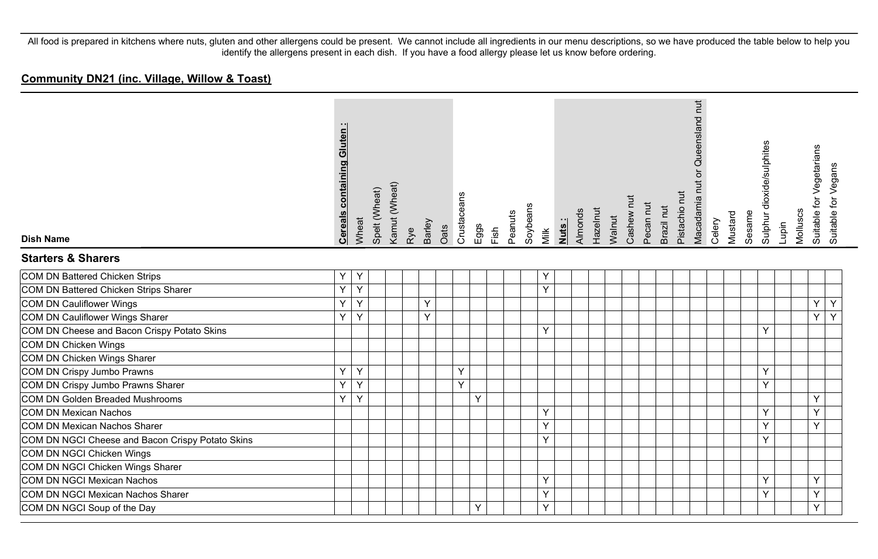All food is prepared in kitchens where nuts, gluten and other allergens could be present. We cannot include all ingredients in our menu descriptions, so we have produced the table below to help you identify the allergens present in each dish. If you have a food allergy please let us know before ordering.

## Community DN21 (inc. Village, Willow & Toast)

| Dish Name | **Cereals containing Gluten :** | Wheat | Spelt (Wheat) | Kamut (Wheat) | Rye | Barley | Oats | Crustaceans | Eggs | Fish | Peanuts | Soybeans | Milk | **Nuts :** | Almonds | Hazelnut | Walnut | Cashew nut | Pecan nut | Brazil nut | Pistachio nut | Macadamia nut or Queensland nut | Celery | Mustard | Sesame | Sulphur dioxide/sulphites | Lupin | Molluscs | Suitable for Vegetarians | Suitable for Vegans |
|---|---|---|---|---|---|---|---|---|---|---|---|---|---|---|---|---|---|---|---|---|---|---|---|---|---|---|---|---|---|---|
| **Starters & Sharers** | | | | | | | | | | | | | | | | | | | | | | | | | | | | | | |
| COM DN Battered Chicken Strips | Y | Y | | | | | | | | | | | Y | | | | | | | | | | | | | | | | | |
| COM DN Battered Chicken Strips Sharer | Y | Y | | | | | | | | | | | Y | | | | | | | | | | | | | | | | | |
| COM DN Cauliflower Wings | Y | Y | | | | Y | | | | | | | | | | | | | | | | | | | | | | | Y | Y |
| COM DN Cauliflower Wings Sharer | Y | Y | | | | Y | | | | | | | | | | | | | | | | | | | | | | | Y | Y |
| COM DN Cheese and Bacon Crispy Potato Skins | | | | | | | | | | | | | Y | | | | | | | | | | | | | Y | | | | |
| COM DN Chicken Wings | | | | | | | | | | | | | | | | | | | | | | | | | | | | | | |
| COM DN Chicken Wings Sharer | | | | | | | | | | | | | | | | | | | | | | | | | | | | | | |
| COM DN Crispy Jumbo Prawns | Y | Y | | | | | | Y | | | | | | | | | | | | | | | | | | Y | | | | |
| COM DN Crispy Jumbo Prawns Sharer | Y | Y | | | | | | Y | | | | | | | | | | | | | | | | | | Y | | | | |
| COM DN Golden Breaded Mushrooms | Y | Y | | | | | | | Y | | | | | | | | | | | | | | | | | | | | Y | |
| COM DN Mexican Nachos | | | | | | | | | | | | | Y | | | | | | | | | | | | | Y | | | Y | |
| COM DN Mexican Nachos Sharer | | | | | | | | | | | | | Y | | | | | | | | | | | | | Y | | | Y | |
| COM DN NGCI Cheese and Bacon Crispy Potato Skins | | | | | | | | | | | | | Y | | | | | | | | | | | | | Y | | | | |
| COM DN NGCI Chicken Wings | | | | | | | | | | | | | | | | | | | | | | | | | | | | | | |
| COM DN NGCI Chicken Wings Sharer | | | | | | | | | | | | | | | | | | | | | | | | | | | | | | |
| COM DN NGCI Mexican Nachos | | | | | | | | | | | | | Y | | | | | | | | | | | | | Y | | | Y | |
| COM DN NGCI Mexican Nachos Sharer | | | | | | | | | | | | | Y | | | | | | | | | | | | | Y | | | Y | |
| COM DN NGCI Soup of the Day | | | | | | | | | Y | | | | Y | | | | | | | | | | | | | | | | Y | |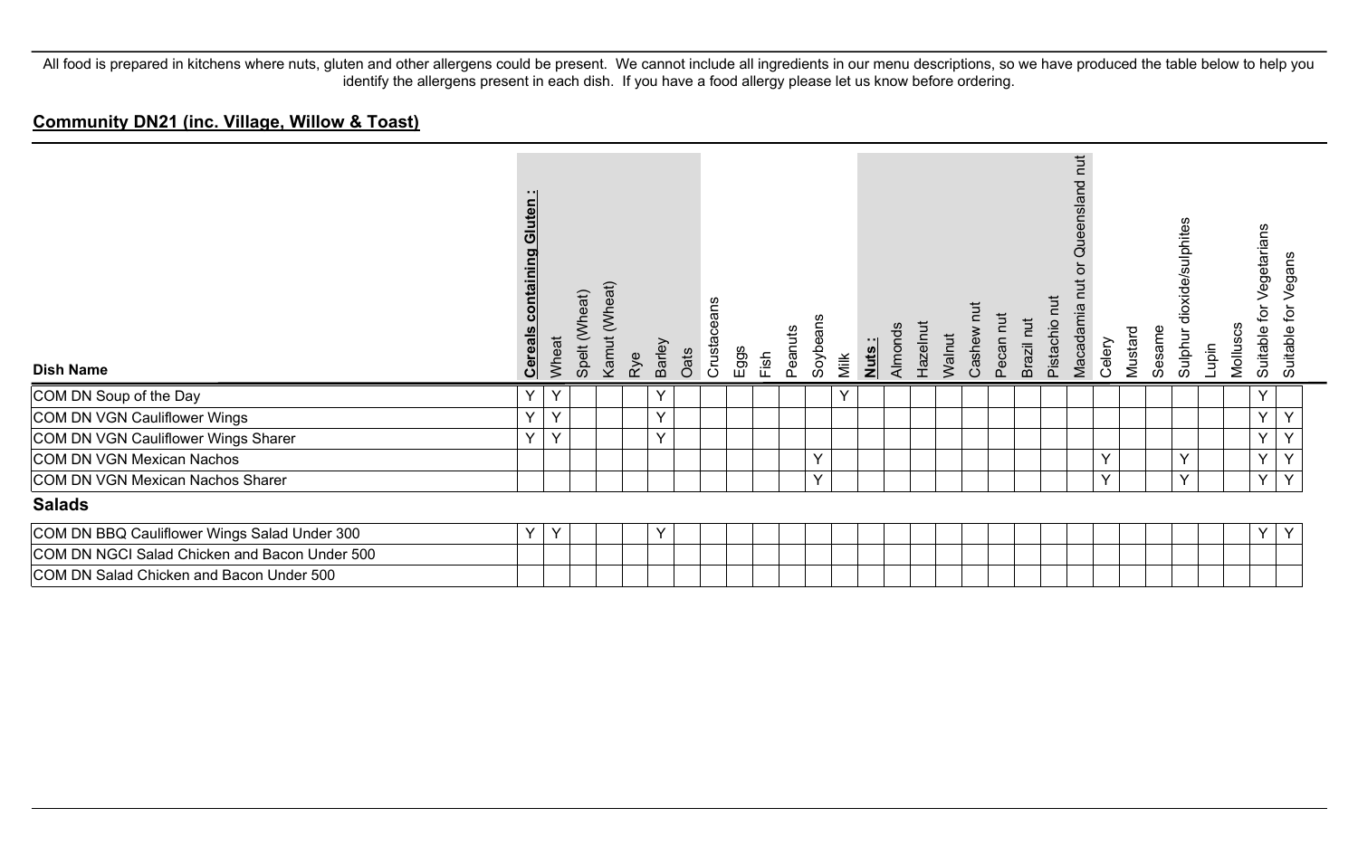All food is prepared in kitchens where nuts, gluten and other allergens could be present. We cannot include all ingredients in our menu descriptions, so we have produced the table below to help you identify the allergens present in each dish. If you have a food allergy please let us know before ordering.

## Community DN21 (inc. Village, Willow & Toast)

| Dish Name | **Cereals containing Gluten :** | Wheat | Spelt (Wheat) | Kamut (Wheat) | Rye | Barley | Oats | Crustaceans | Eggs | Fish | Peanuts | Soybeans | Milk | **Nuts :** | Almonds | Hazelnut | Walnut | Cashew nut | Pecan nut | Brazil nut | Pistachio nut | Macadamia nut or Queensland nut | Celery | Mustard | Sesame | Sulphur dioxide/sulphites | Lupin | Molluscs | Suitable for Vegetarians | Suitable for Vegans |
|---|---|---|---|---|---|---|---|---|---|---|---|---|---|---|---|---|---|---|---|---|---|---|---|---|---|---|---|---|---|---|
| COM DN Soup of the Day | Y | Y | | | | Y | | | | | | | Y | | | | | | | | | | | | | | | | Y | |
| COM DN VGN Cauliflower Wings | Y | Y | | | | Y | | | | | | | | | | | | | | | | | | | | | | | Y | Y |
| COM DN VGN Cauliflower Wings Sharer | Y | Y | | | | Y | | | | | | | | | | | | | | | | | | | | | | | Y | Y |
| COM DN VGN Mexican Nachos | | | | | | | | | | | | Y | | | | | | | | | | | Y | | | Y | | | Y | Y |
| COM DN VGN Mexican Nachos Sharer | | | | | | | | | | | | Y | | | | | | | | | | | Y | | | Y | | | Y | Y |
| **Salads** | | | | | | | | | | | | | | | | | | | | | | | | | | | | | | |
| COM DN BBQ Cauliflower Wings Salad Under 300 | Y | Y | | | | Y | | | | | | | | | | | | | | | | | | | | | | | Y | Y |
| COM DN NGCI Salad Chicken and Bacon Under 500 | | | | | | | | | | | | | | | | | | | | | | | | | | | | | | |
| COM DN Salad Chicken and Bacon Under 500 | | | | | | | | | | | | | | | | | | | | | | | | | | | | | | |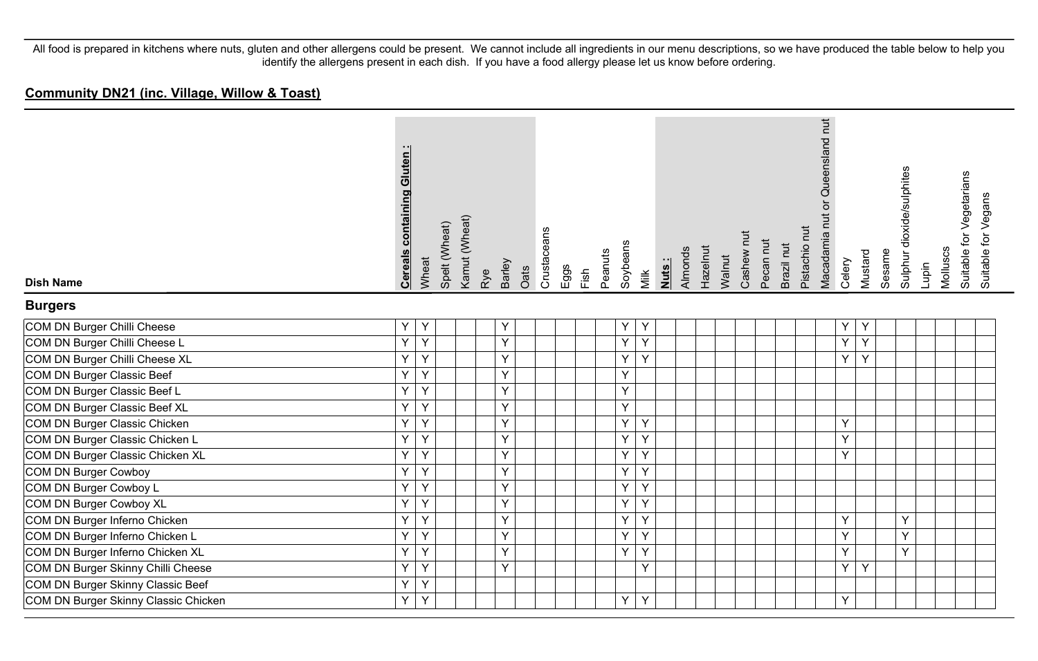All food is prepared in kitchens where nuts, gluten and other allergens could be present. We cannot include all ingredients in our menu descriptions, so we have produced the table below to help you identify the allergens present in each dish. If you have a food allergy please let us know before ordering.

## Community DN21 (inc. Village, Willow & Toast)

| Dish Name | Cereals containing Gluten : | Wheat | Spelt (Wheat) | Kamut (Wheat) | Rye | Barley | Oats | Crustaceans | Eggs | Fish | Peanuts | Soybeans | Milk | Nuts : | Almonds | Hazelnut | Walnut | Cashew nut | Pecan nut | Brazil nut | Pistachio nut | Macadamia nut or Queensland nut | Celery | Mustard | Sesame | Sulphur dioxide/sulphites | Lupin | Molluscs | Suitable for Vegetarians | Suitable for Vegans |
|---|---|---|---|---|---|---|---|---|---|---|---|---|---|---|---|---|---|---|---|---|---|---|---|---|---|---|---|---|---|---|
| **Burgers** | | | | | | | | | | | | | | | | | | | | | | | | | | | | | | |
| COM DN Burger Chilli Cheese | Y | Y | | | | Y | | | | | | Y | Y | | | | | | | | | | Y | Y | | | | | | |
| COM DN Burger Chilli Cheese L | Y | Y | | | | Y | | | | | | Y | Y | | | | | | | | | | Y | Y | | | | | | |
| COM DN Burger Chilli Cheese XL | Y | Y | | | | Y | | | | | | Y | Y | | | | | | | | | | Y | Y | | | | | | |
| COM DN Burger Classic Beef | Y | Y | | | | Y | | | | | | Y | | | | | | | | | | | | | | | | | | |
| COM DN Burger Classic Beef L | Y | Y | | | | Y | | | | | | Y | | | | | | | | | | | | | | | | | | |
| COM DN Burger Classic Beef XL | Y | Y | | | | Y | | | | | | Y | | | | | | | | | | | | | | | | | | |
| COM DN Burger Classic Chicken | Y | Y | | | | Y | | | | | | Y | Y | | | | | | | | | | Y | | | | | | | |
| COM DN Burger Classic Chicken L | Y | Y | | | | Y | | | | | | Y | Y | | | | | | | | | | Y | | | | | | | |
| COM DN Burger Classic Chicken XL | Y | Y | | | | Y | | | | | | Y | Y | | | | | | | | | | Y | | | | | | | |
| COM DN Burger Cowboy | Y | Y | | | | Y | | | | | | Y | Y | | | | | | | | | | | | | | | | | |
| COM DN Burger Cowboy L | Y | Y | | | | Y | | | | | | Y | Y | | | | | | | | | | | | | | | | | |
| COM DN Burger Cowboy XL | Y | Y | | | | Y | | | | | | Y | Y | | | | | | | | | | | | | | | | | |
| COM DN Burger Inferno Chicken | Y | Y | | | | Y | | | | | | Y | Y | | | | | | | | | | Y | | | Y | | | | |
| COM DN Burger Inferno Chicken L | Y | Y | | | | Y | | | | | | Y | Y | | | | | | | | | | Y | | | Y | | | | |
| COM DN Burger Inferno Chicken XL | Y | Y | | | | Y | | | | | | Y | Y | | | | | | | | | | Y | | | Y | | | | |
| COM DN Burger Skinny Chilli Cheese | Y | Y | | | | Y | | | | | | | Y | | | | | | | | | | Y | Y | | | | | | |
| COM DN Burger Skinny Classic Beef | Y | Y | | | | | | | | | | | | | | | | | | | | | | | | | | | | |
| COM DN Burger Skinny Classic Chicken | Y | Y | | | | | | | | | | Y | Y | | | | | | | | | | Y | | | | | | | |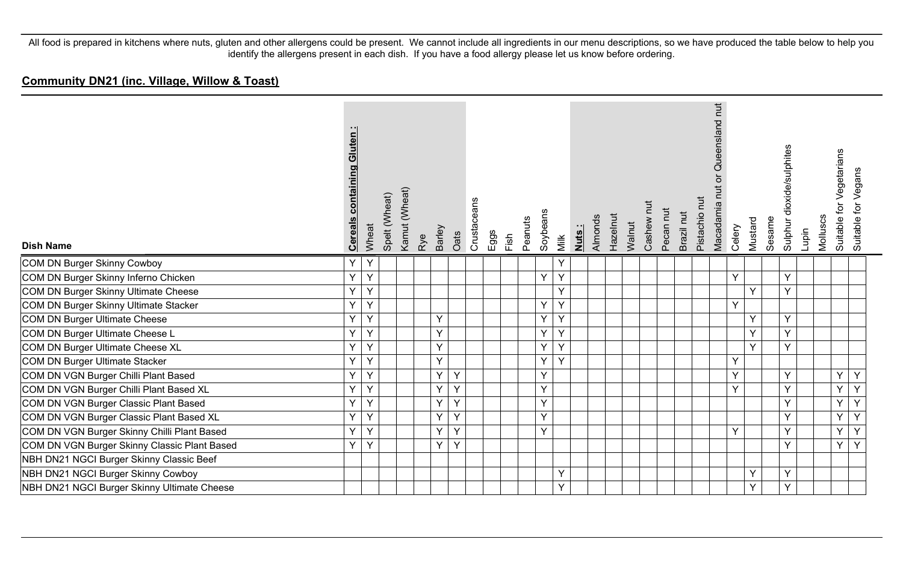All food is prepared in kitchens where nuts, gluten and other allergens could be present. We cannot include all ingredients in our menu descriptions, so we have produced the table below to help you identify the allergens present in each dish. If you have a food allergy please let us know before ordering.

## Community DN21 (inc. Village, Willow & Toast)

| Dish Name | Cereals containing Gluten : | Wheat | Spelt (Wheat) | Kamut (Wheat) | Rye | Barley | Oats | Crustaceans | Eggs | Fish | Peanuts | Soybeans | Milk | Nuts : | Almonds | Hazelnut | Walnut | Cashew nut | Pecan nut | Brazil nut | Pistachio nut | Macadamia nut or Queensland nut | Celery | Mustard | Sesame | Sulphur dioxide/sulphites | Lupin | Molluscs | Suitable for Vegetarians | Suitable for Vegans |
|---|---|---|---|---|---|---|---|---|---|---|---|---|---|---|---|---|---|---|---|---|---|---|---|---|---|---|---|---|---|---|
| COM DN Burger Skinny Cowboy | Y | Y | | | | | | | | | | | Y | | | | | | | | | | | | | | | | | |
| COM DN Burger Skinny Inferno Chicken | Y | Y | | | | | | | | | | Y | Y | | | | | | | | | | Y | | | Y | | | | |
| COM DN Burger Skinny Ultimate Cheese | Y | Y | | | | | | | | | | | Y | | | | | | | | | | | Y | | Y | | | | |
| COM DN Burger Skinny Ultimate Stacker | Y | Y | | | | | | | | | | Y | Y | | | | | | | | | | Y | | | | | | | |
| COM DN Burger Ultimate Cheese | Y | Y | | | | Y | | | | | | Y | Y | | | | | | | | | | | Y | | Y | | | | |
| COM DN Burger Ultimate Cheese L | Y | Y | | | | Y | | | | | | Y | Y | | | | | | | | | | | Y | | Y | | | | |
| COM DN Burger Ultimate Cheese XL | Y | Y | | | | Y | | | | | | Y | Y | | | | | | | | | | | Y | | Y | | | | |
| COM DN Burger Ultimate Stacker | Y | Y | | | | Y | | | | | | Y | Y | | | | | | | | | | Y | | | | | | | |
| COM DN VGN Burger Chilli Plant Based | Y | Y | | | | Y | Y | | | | | Y | | | | | | | | | | | Y | | | Y | | | Y | Y |
| COM DN VGN Burger Chilli Plant Based XL | Y | Y | | | | Y | Y | | | | | Y | | | | | | | | | | | Y | | | Y | | | Y | Y |
| COM DN VGN Burger Classic Plant Based | Y | Y | | | | Y | Y | | | | | Y | | | | | | | | | | | | | | Y | | | Y | Y |
| COM DN VGN Burger Classic Plant Based XL | Y | Y | | | | Y | Y | | | | | Y | | | | | | | | | | | | | | Y | | | Y | Y |
| COM DN VGN Burger Skinny Chilli Plant Based | Y | Y | | | | Y | Y | | | | | Y | | | | | | | | | | | Y | | | Y | | | Y | Y |
| COM DN VGN Burger Skinny Classic Plant Based | Y | Y | | | | Y | Y | | | | | | | | | | | | | | | | | | | Y | | | Y | Y |
| NBH DN21 NGCI Burger Skinny Classic Beef | | | | | | | | | | | | | | | | | | | | | | | | | | | | | | |
| NBH DN21 NGCI Burger Skinny Cowboy | | | | | | | | | | | | | Y | | | | | | | | | | | Y | | Y | | | | |
| NBH DN21 NGCI Burger Skinny Ultimate Cheese | | | | | | | | | | | | | Y | | | | | | | | | | | Y | | Y | | | | |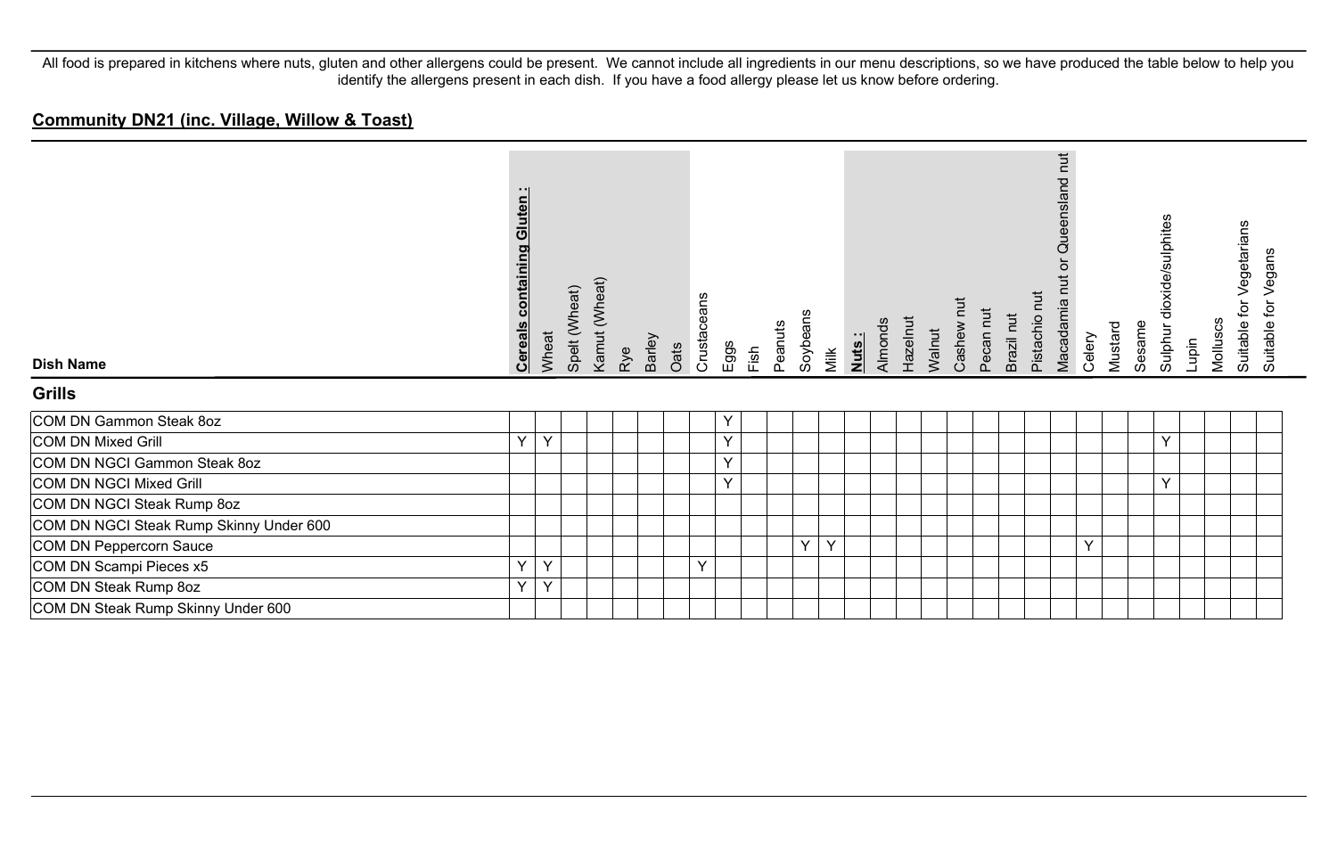All food is prepared in kitchens where nuts, gluten and other allergens could be present. We cannot include all ingredients in our menu descriptions, so we have produced the table below to help you identify the allergens present in each dish. If you have a food allergy please let us know before ordering.

## Community DN21 (inc. Village, Willow & Toast)

| Dish Name | Cereals containing Gluten : | Wheat | Spelt (Wheat) | Kamut (Wheat) | Rye | Barley | Oats | Crustaceans | Eggs | Fish | Peanuts | Soybeans | Milk | Nuts : | Almonds | Hazelnut | Walnut | Cashew nut | Pecan nut | Brazil nut | Pistachio nut | Macadamia nut or Queensland nut | Celery | Mustard | Sesame | Sulphur dioxide/sulphites | Lupin | Molluscs | Suitable for Vegetarians | Suitable for Vegans |
|---|---|---|---|---|---|---|---|---|---|---|---|---|---|---|---|---|---|---|---|---|---|---|---|---|---|---|---|---|---|---|
| **Grills** | | | | | | | | | | | | | | | | | | | | | | | | | | | | | | |
| COM DN Gammon Steak 8oz | | | | | | | | | Y | | | | | | | | | | | | | | | | | | | | | |
| COM DN Mixed Grill | Y | Y | | | | | | | Y | | | | | | | | | | | | | | | | | Y | | | | |
| COM DN NGCI Gammon Steak 8oz | | | | | | | | | Y | | | | | | | | | | | | | | | | | | | | | |
| COM DN NGCI Mixed Grill | | | | | | | | | Y | | | | | | | | | | | | | | | | | Y | | | | |
| COM DN NGCI Steak Rump 8oz | | | | | | | | | | | | | | | | | | | | | | | | | | | | | | |
| COM DN NGCI Steak Rump Skinny Under 600 | | | | | | | | | | | | | | | | | | | | | | | | | | | | | | |
| COM DN Peppercorn Sauce | | | | | | | | | | | | Y | Y | | | | | | | | | | Y | | | | | | | |
| COM DN Scampi Pieces x5 | Y | Y | | | | | | Y | | | | | | | | | | | | | | | | | | | | | | |
| COM DN Steak Rump 8oz | Y | Y | | | | | | | | | | | | | | | | | | | | | | | | | | | | |
| COM DN Steak Rump Skinny Under 600 | | | | | | | | | | | | | | | | | | | | | | | | | | | | | | |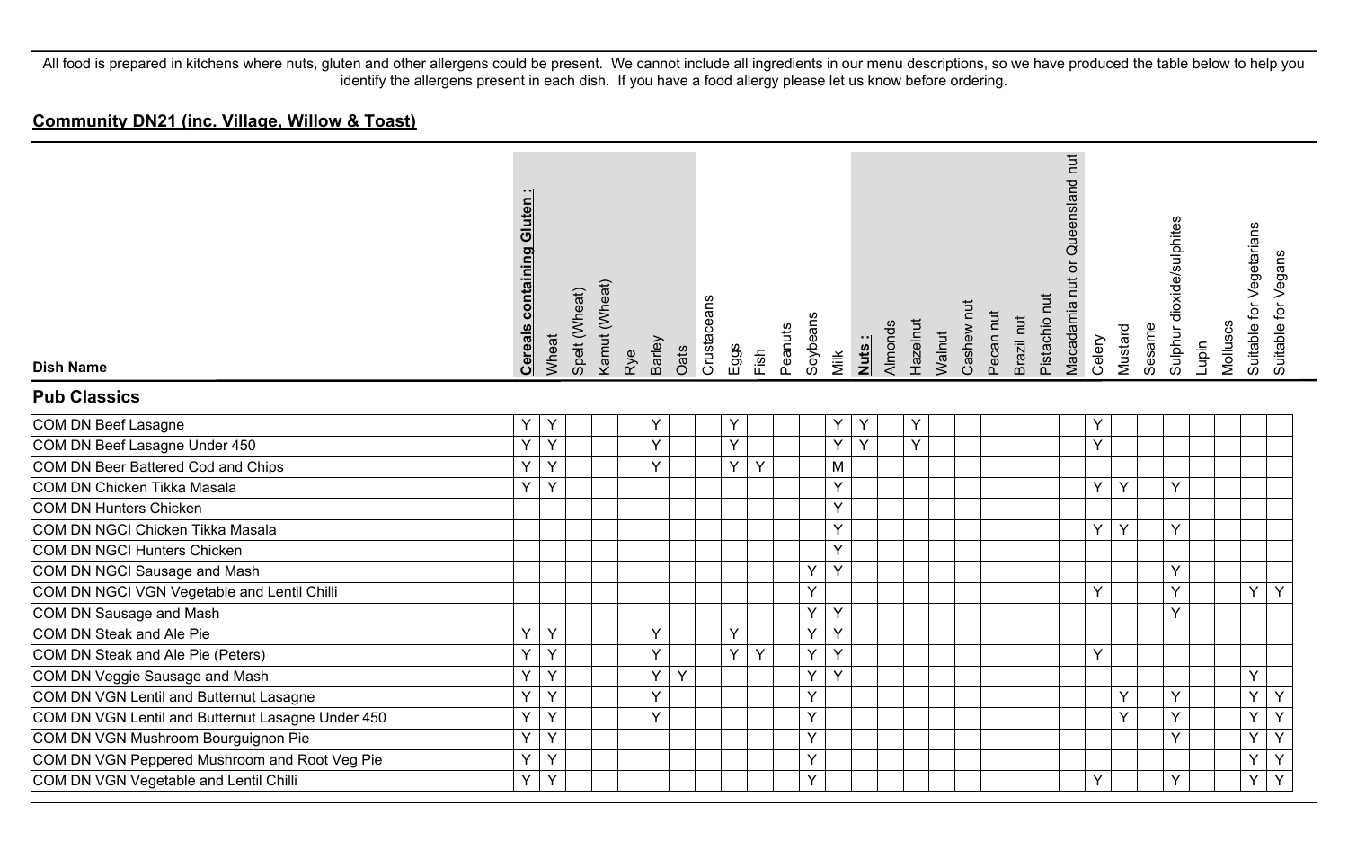All food is prepared in kitchens where nuts, gluten and other allergens could be present. We cannot include all ingredients in our menu descriptions, so we have produced the table below to help you identify the allergens present in each dish. If you have a food allergy please let us know before ordering.

## Community DN21 (inc. Village, Willow & Toast)

| Dish Name | Cereals containing Gluten : | Wheat | Spelt (Wheat) | Kamut (Wheat) | Rye | Barley | Oats | Crustaceans | Eggs | Fish | Peanuts | Soybeans | Milk | Nuts : | Almonds | Hazelnut | Walnut | Cashew nut | Pecan nut | Brazil nut | Pistachio nut | Macadamia nut or Queensland nut | Celery | Mustard | Sesame | Sulphur dioxide/sulphites | Lupin | Molluscs | Suitable for Vegetarians | Suitable for Vegans |
|---|---|---|---|---|---|---|---|---|---|---|---|---|---|---|---|---|---|---|---|---|---|---|---|---|---|---|---|---|---|---|
| **Pub Classics** | | | | | | | | | | | | | | | | | | | | | | | | | | | | | | |
| COM DN Beef Lasagne | Y | Y | | | | Y | | | Y | | | | Y | Y | | Y | | | | | | | Y | | | | | | | |
| COM DN Beef Lasagne Under 450 | Y | Y | | | | Y | | | Y | | | | Y | Y | | Y | | | | | | | Y | | | | | | | |
| COM DN Beer Battered Cod and Chips | Y | Y | | | | Y | | | Y | Y | | | M | | | | | | | | | | | | | | | | | |
| COM DN Chicken Tikka Masala | Y | Y | | | | | | | | | | | Y | | | | | | | | | | Y | Y | | Y | | | | |
| COM DN Hunters Chicken | | | | | | | | | | | | | Y | | | | | | | | | | | | | | | | | |
| COM DN NGCI Chicken Tikka Masala | | | | | | | | | | | | | Y | | | | | | | | | | Y | Y | | Y | | | | |
| COM DN NGCI Hunters Chicken | | | | | | | | | | | | | Y | | | | | | | | | | | | | | | | | |
| COM DN NGCI Sausage and Mash | | | | | | | | | | | | Y | Y | | | | | | | | | | | | | Y | | | | |
| COM DN NGCI VGN Vegetable and Lentil Chilli | | | | | | | | | | | | Y | | | | | | | | | | | Y | | | Y | | | Y | Y |
| COM DN Sausage and Mash | | | | | | | | | | | | Y | Y | | | | | | | | | | | | | Y | | | | |
| COM DN Steak and Ale Pie | Y | Y | | | | Y | | | Y | | | Y | Y | | | | | | | | | | | | | | | | | |
| COM DN Steak and Ale Pie (Peters) | Y | Y | | | | Y | | | Y | Y | | Y | Y | | | | | | | | | | Y | | | | | | | |
| COM DN Veggie Sausage and Mash | Y | Y | | | | Y | Y | | | | | Y | Y | | | | | | | | | | | | | | | | Y | |
| COM DN VGN Lentil and Butternut Lasagne | Y | Y | | | | Y | | | | | | Y | | | | | | | | | | | | Y | | Y | | | Y | Y |
| COM DN VGN Lentil and Butternut Lasagne Under 450 | Y | Y | | | | Y | | | | | | Y | | | | | | | | | | | | Y | | Y | | | Y | Y |
| COM DN VGN Mushroom Bourguignon Pie | Y | Y | | | | | | | | | | Y | | | | | | | | | | | | | | Y | | | Y | Y |
| COM DN VGN Peppered Mushroom and Root Veg Pie | Y | Y | | | | | | | | | | Y | | | | | | | | | | | | | | | | | Y | Y |
| COM DN VGN Vegetable and Lentil Chilli | Y | Y | | | | | | | | | | Y | | | | | | | | | | | Y | | | Y | | | Y | Y |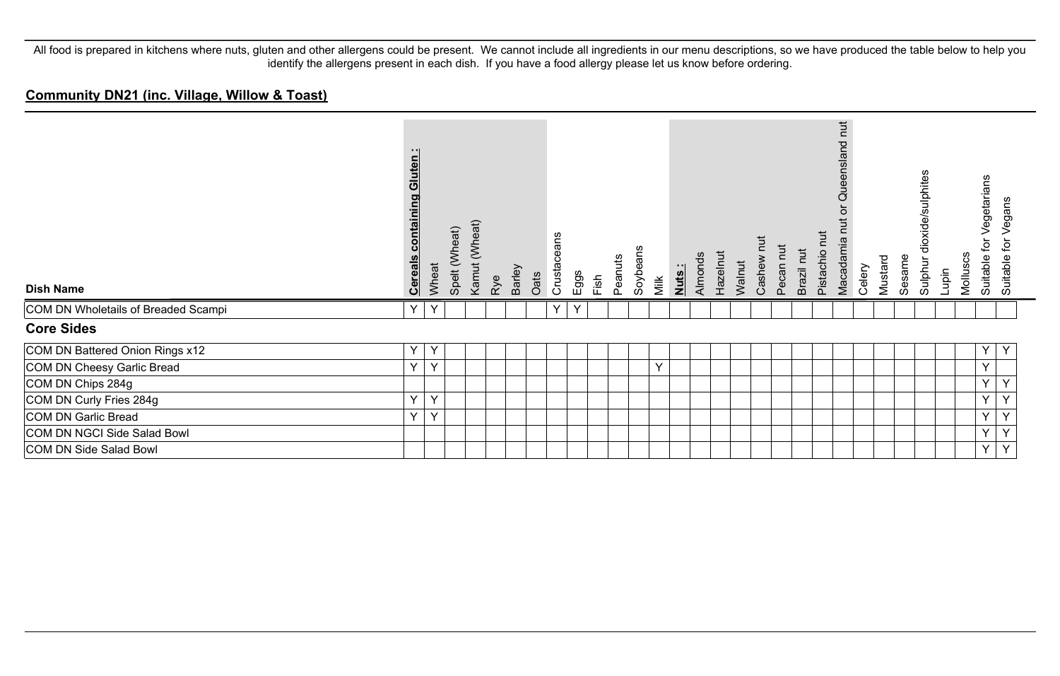All food is prepared in kitchens where nuts, gluten and other allergens could be present. We cannot include all ingredients in our menu descriptions, so we have produced the table below to help you identify the allergens present in each dish. If you have a food allergy please let us know before ordering.

## Community DN21 (inc. Village, Willow & Toast)

| Dish Name | **Cereals containing Gluten :** | Wheat | Spelt (Wheat) | Kamut (Wheat) | Rye | Barley | Oats | Crustaceans | Eggs | Fish | Peanuts | Soybeans | Milk | **Nuts :** | Almonds | Hazelnut | Walnut | Cashew nut | Pecan nut | Brazil nut | Pistachio nut | Macadamia nut or Queensland nut | Celery | Mustard | Sesame | Sulphur dioxide/sulphites | Lupin | Molluscs | Suitable for Vegetarians | Suitable for Vegans |
|---|---|---|---|---|---|---|---|---|---|---|---|---|---|---|---|---|---|---|---|---|---|---|---|---|---|---|---|---|---|---|
| COM DN Wholetails of Breaded Scampi | Y | Y | | | | | | Y | Y | | | | | | | | | | | | | | | | | | | | | |
| **Core Sides** | | | | | | | | | | | | | | | | | | | | | | | | | | | | | | |
| COM DN Battered Onion Rings x12 | Y | Y | | | | | | | | | | | | | | | | | | | | | | | | | | | Y | Y |
| COM DN Cheesy Garlic Bread | Y | Y | | | | | | | | | | | Y | | | | | | | | | | | | | | | | Y | |
| COM DN Chips 284g | | | | | | | | | | | | | | | | | | | | | | | | | | | | | Y | Y |
| COM DN Curly Fries 284g | Y | Y | | | | | | | | | | | | | | | | | | | | | | | | | | | Y | Y |
| COM DN Garlic Bread | Y | Y | | | | | | | | | | | | | | | | | | | | | | | | | | | Y | Y |
| COM DN NGCI Side Salad Bowl | | | | | | | | | | | | | | | | | | | | | | | | | | | | | Y | Y |
| COM DN Side Salad Bowl | | | | | | | | | | | | | | | | | | | | | | | | | | | | | Y | Y |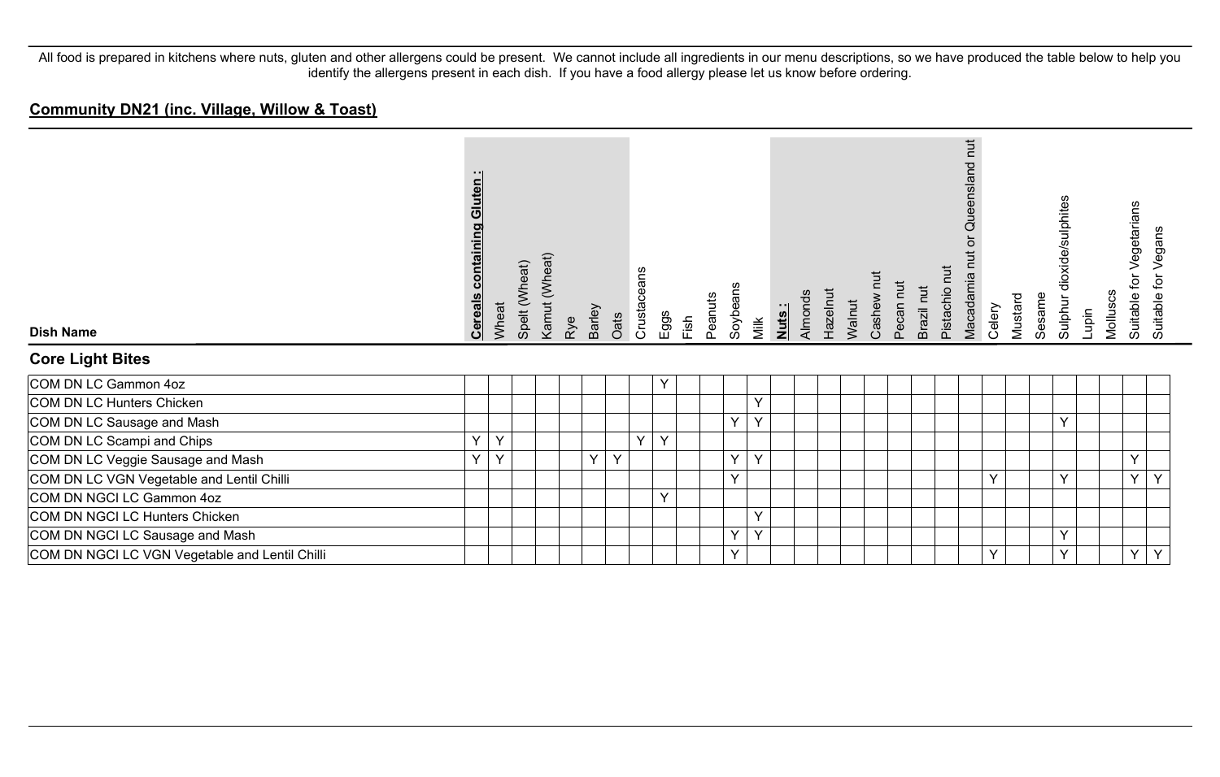All food is prepared in kitchens where nuts, gluten and other allergens could be present. We cannot include all ingredients in our menu descriptions, so we have produced the table below to help you identify the allergens present in each dish. If you have a food allergy please let us know before ordering.

## **Community DN21 (inc. Village, Willow & Toast)**

| Dish Name | **Cereals containing Gluten :** | Wheat | Spelt (Wheat) | Kamut (Wheat) | Rye | Barley | Oats | Crustaceans | Eggs | Fish | Peanuts | Soybeans | Milk | **Nuts :** | Almonds | Hazelnut | Walnut | Cashew nut | Pecan nut | Brazil nut | Pistachio nut | Macadamia nut or Queensland nut | Celery | Mustard | Sesame | Sulphur dioxide/sulphites | Lupin | Molluscs | Suitable for Vegetarians | Suitable for Vegans |
|---|---|---|---|---|---|---|---|---|---|---|---|---|---|---|---|---|---|---|---|---|---|---|---|---|---|---|---|---|---|---|
| **Core Light Bites** | | | | | | | | | | | | | | | | | | | | | | | | | | | | | | |
| COM DN LC Gammon 4oz | | | | | | | | | Y | | | | | | | | | | | | | | | | | | | | | |
| COM DN LC Hunters Chicken | | | | | | | | | | | | | Y | | | | | | | | | | | | | | | | | |
| COM DN LC Sausage and Mash | | | | | | | | | | | | Y | Y | | | | | | | | | | | | | Y | | | | |
| COM DN LC Scampi and Chips | Y | Y | | | | | | Y | Y | | | | | | | | | | | | | | | | | | | | | |
| COM DN LC Veggie Sausage and Mash | Y | Y | | | | Y | Y | | | | | Y | Y | | | | | | | | | | | | | | | | Y | |
| COM DN LC VGN Vegetable and Lentil Chilli | | | | | | | | | | | | Y | | | | | | | | | | | Y | | | Y | | | Y | Y |
| COM DN NGCI LC Gammon 4oz | | | | | | | | | Y | | | | | | | | | | | | | | | | | | | | | |
| COM DN NGCI LC Hunters Chicken | | | | | | | | | | | | | Y | | | | | | | | | | | | | | | | | |
| COM DN NGCI LC Sausage and Mash | | | | | | | | | | | | Y | Y | | | | | | | | | | | | | Y | | | | |
| COM DN NGCI LC VGN Vegetable and Lentil Chilli | | | | | | | | | | | | Y | | | | | | | | | | | Y | | | Y | | | Y | Y |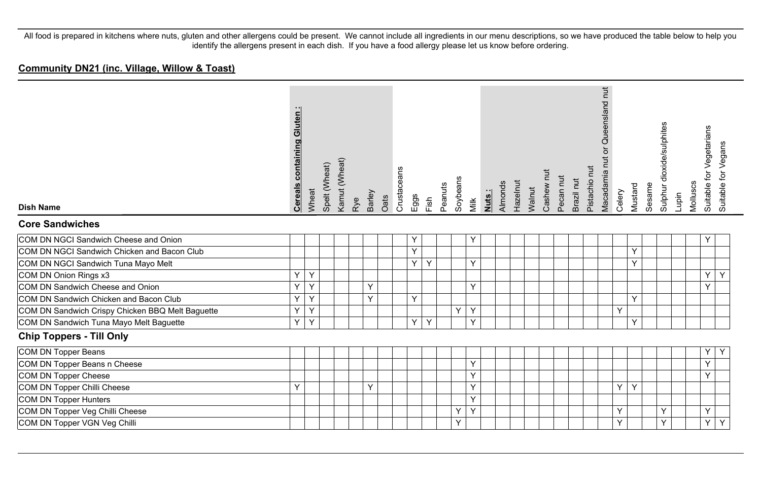All food is prepared in kitchens where nuts, gluten and other allergens could be present. We cannot include all ingredients in our menu descriptions, so we have produced the table below to help you identify the allergens present in each dish. If you have a food allergy please let us know before ordering.

## Community DN21 (inc. Village, Willow & Toast)

### Core Sandwiches

| Dish Name | Cereals containing Gluten : | Wheat | Spelt (Wheat) | Kamut (Wheat) | Rye | Barley | Oats | Crustaceans | Eggs | Fish | Peanuts | Soybeans | Milk | Nuts : | Almonds | Hazelnut | Walnut | Cashew nut | Pecan nut | Brazil nut | Pistachio nut | Macadamia nut or Queensland nut | Celery | Mustard | Sesame | Sulphur dioxide/sulphites | Lupin | Molluscs | Suitable for Vegetarians | Suitable for Vegans |
|---|---|---|---|---|---|---|---|---|---|---|---|---|---|---|---|---|---|---|---|---|---|---|---|---|---|---|---|---|---|---|
| COM DN NGCI Sandwich Cheese and Onion | | | | | | | | | Y | | | | Y | | | | | | | | | | | | | | | | Y | |
| COM DN NGCI Sandwich Chicken and Bacon Club | | | | | | | | | Y | | | | | | | | | | | | | | | Y | | | | | | |
| COM DN NGCI Sandwich Tuna Mayo Melt | | | | | | | | | Y | Y | | | Y | | | | | | | | | | | Y | | | | | | |
| COM DN Onion Rings x3 | Y | Y | | | | | | | | | | | | | | | | | | | | | | | | | | | Y | Y |
| COM DN Sandwich Cheese and Onion | Y | Y | | | | Y | | | | | | | Y | | | | | | | | | | | | | | | | Y | |
| COM DN Sandwich Chicken and Bacon Club | Y | Y | | | | Y | | | Y | | | | | | | | | | | | | | | Y | | | | | | |
| COM DN Sandwich Crispy Chicken BBQ Melt Baguette | Y | Y | | | | | | | | | | Y | Y | | | | | | | | | | Y | | | | | | | |
| COM DN Sandwich Tuna Mayo Melt Baguette | Y | Y | | | | | | | Y | Y | | | Y | | | | | | | | | | | Y | | | | | | |

### Chip Toppers - Till Only

| Dish Name | Cereals containing Gluten : | Wheat | Spelt (Wheat) | Kamut (Wheat) | Rye | Barley | Oats | Crustaceans | Eggs | Fish | Peanuts | Soybeans | Milk | Nuts : | Almonds | Hazelnut | Walnut | Cashew nut | Pecan nut | Brazil nut | Pistachio nut | Macadamia nut or Queensland nut | Celery | Mustard | Sesame | Sulphur dioxide/sulphites | Lupin | Molluscs | Suitable for Vegetarians | Suitable for Vegans |
|---|---|---|---|---|---|---|---|---|---|---|---|---|---|---|---|---|---|---|---|---|---|---|---|---|---|---|---|---|---|---|
| COM DN Topper Beans | | | | | | | | | | | | | | | | | | | | | | | | | | | | | Y | Y |
| COM DN Topper Beans n Cheese | | | | | | | | | | | | | Y | | | | | | | | | | | | | | | | Y | |
| COM DN Topper Cheese | | | | | | | | | | | | | Y | | | | | | | | | | | | | | | | Y | |
| COM DN Topper Chilli Cheese | Y | | | | | Y | | | | | | | Y | | | | | | | | | | Y | Y | | | | | | |
| COM DN Topper Hunters | | | | | | | | | | | | | Y | | | | | | | | | | | | | | | | | |
| COM DN Topper Veg Chilli Cheese | | | | | | | | | | | | Y | Y | | | | | | | | | | Y | | | Y | | | Y | |
| COM DN Topper VGN Veg Chilli | | | | | | | | | | | | Y | | | | | | | | | | | Y | | | Y | | | Y | Y |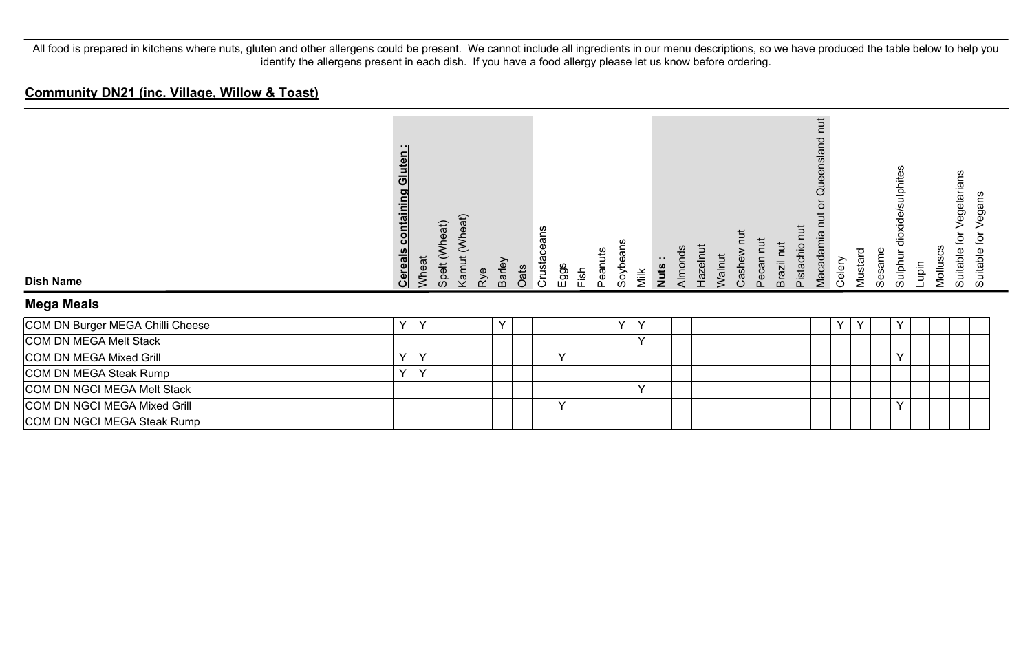All food is prepared in kitchens where nuts, gluten and other allergens could be present. We cannot include all ingredients in our menu descriptions, so we have produced the table below to help you identify the allergens present in each dish. If you have a food allergy please let us know before ordering.

## Community DN21 (inc. Village, Willow & Toast)

| Dish Name | **Cereals containing Gluten :** | Wheat | Spelt (Wheat) | Kamut (Wheat) | Rye | Barley | Oats | Crustaceans | Eggs | Fish | Peanuts | Soybeans | Milk | **Nuts :** | Almonds | Hazelnut | Walnut | Cashew nut | Pecan nut | Brazil nut | Pistachio nut | Macadamia nut or Queensland nut | Celery | Mustard | Sesame | Sulphur dioxide/sulphites | Lupin | Molluscs | Suitable for Vegetarians | Suitable for Vegans |
|---|---|---|---|---|---|---|---|---|---|---|---|---|---|---|---|---|---|---|---|---|---|---|---|---|---|---|---|---|---|---|
| **Mega Meals** | | | | | | | | | | | | | | | | | | | | | | | | | | | | | | |
| COM DN Burger MEGA Chilli Cheese | Y | Y | | | | Y | | | | | | Y | Y | | | | | | | | | | Y | Y | | Y | | | | |
| COM DN MEGA Melt Stack | | | | | | | | | | | | | Y | | | | | | | | | | | | | | | | | |
| COM DN MEGA Mixed Grill | Y | Y | | | | | | | Y | | | | | | | | | | | | | | | | | Y | | | | |
| COM DN MEGA Steak Rump | Y | Y | | | | | | | | | | | | | | | | | | | | | | | | | | | | |
| COM DN NGCI MEGA Melt Stack | | | | | | | | | | | | | Y | | | | | | | | | | | | | | | | | |
| COM DN NGCI MEGA Mixed Grill | | | | | | | | | Y | | | | | | | | | | | | | | | | | Y | | | | |
| COM DN NGCI MEGA Steak Rump | | | | | | | | | | | | | | | | | | | | | | | | | | | | | | |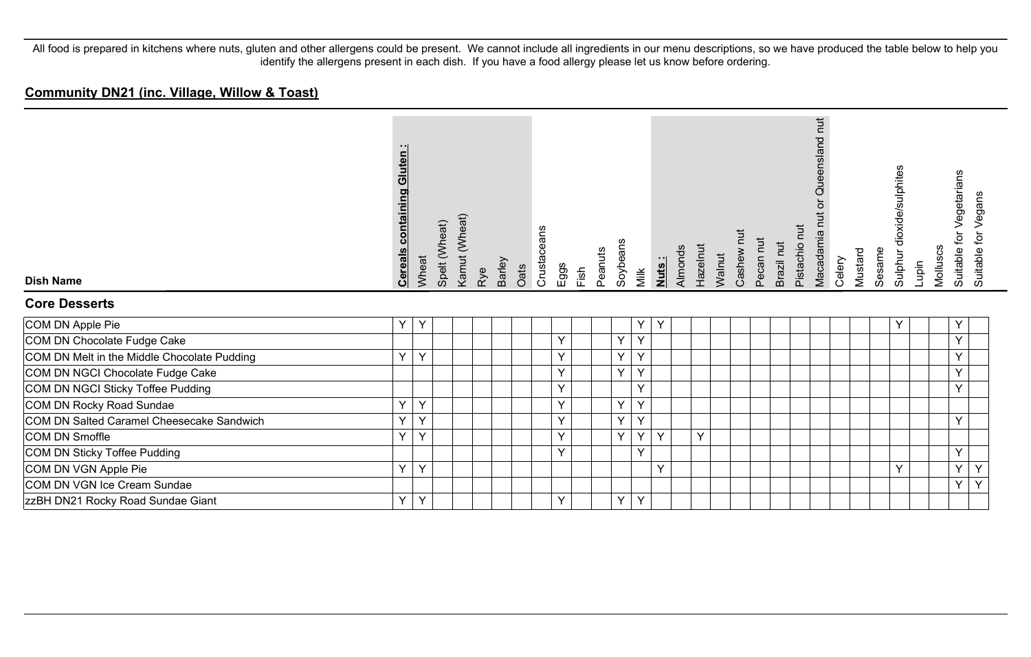All food is prepared in kitchens where nuts, gluten and other allergens could be present. We cannot include all ingredients in our menu descriptions, so we have produced the table below to help you identify the allergens present in each dish. If you have a food allergy please let us know before ordering.

## Community DN21 (inc. Village, Willow & Toast)

| Dish Name | Cereals containing Gluten : | Wheat | Spelt (Wheat) | Kamut (Wheat) | Rye | Barley | Oats | Crustaceans | Eggs | Fish | Peanuts | Soybeans | Milk | Nuts : | Almonds | Hazelnut | Walnut | Cashew nut | Pecan nut | Brazil nut | Pistachio nut | Macadamia nut or Queensland nut | Celery | Mustard | Sesame | Sulphur dioxide/sulphites | Lupin | Molluscs | Suitable for Vegetarians | Suitable for Vegans |
|---|---|---|---|---|---|---|---|---|---|---|---|---|---|---|---|---|---|---|---|---|---|---|---|---|---|---|---|---|---|---|
| **Core Desserts** | | | | | | | | | | | | | | | | | | | | | | | | | | | | | | |
| COM DN Apple Pie | Y | Y | | | | | | | | | | | Y | Y | | | | | | | | | | | | Y | | | Y | |
| COM DN Chocolate Fudge Cake | | | | | | | | | Y | | | Y | Y | | | | | | | | | | | | | | | | Y | |
| COM DN Melt in the Middle Chocolate Pudding | Y | Y | | | | | | | Y | | | Y | Y | | | | | | | | | | | | | | | | Y | |
| COM DN NGCI Chocolate Fudge Cake | | | | | | | | | Y | | | Y | Y | | | | | | | | | | | | | | | | Y | |
| COM DN NGCI Sticky Toffee Pudding | | | | | | | | | Y | | | | Y | | | | | | | | | | | | | | | | Y | |
| COM DN Rocky Road Sundae | Y | Y | | | | | | | Y | | | Y | Y | | | | | | | | | | | | | | | | | |
| COM DN Salted Caramel Cheesecake Sandwich | Y | Y | | | | | | | Y | | | Y | Y | | | | | | | | | | | | | | | | Y | |
| COM DN Smoffle | Y | Y | | | | | | | Y | | | Y | Y | Y | | Y | | | | | | | | | | | | | | |
| COM DN Sticky Toffee Pudding | | | | | | | | | Y | | | | Y | | | | | | | | | | | | | | | | Y | |
| COM DN VGN Apple Pie | Y | Y | | | | | | | | | | | | Y | | | | | | | | | | | | Y | | | Y | Y |
| COM DN VGN Ice Cream Sundae | | | | | | | | | | | | | | | | | | | | | | | | | | | | | Y | Y |
| zzBH DN21 Rocky Road Sundae Giant | Y | Y | | | | | | | Y | | | Y | Y | | | | | | | | | | | | | | | | | |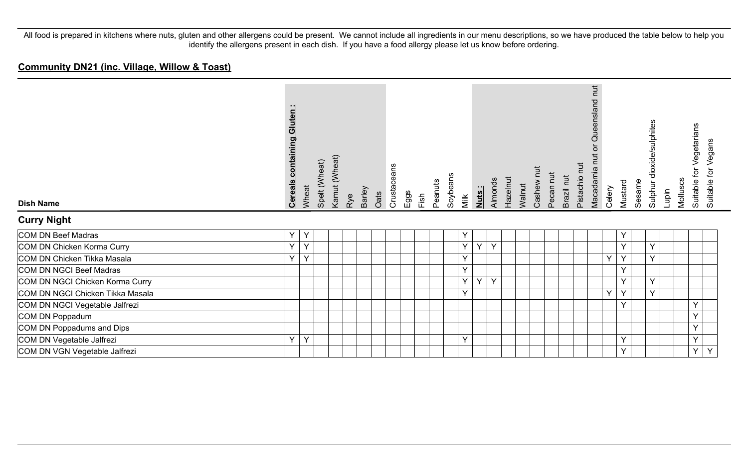All food is prepared in kitchens where nuts, gluten and other allergens could be present. We cannot include all ingredients in our menu descriptions, so we have produced the table below to help you identify the allergens present in each dish. If you have a food allergy please let us know before ordering.

## Community DN21 (inc. Village, Willow & Toast)

| Dish Name | **Cereals containing Gluten :** | Wheat | Spelt (Wheat) | Kamut (Wheat) | Rye | Barley | Oats | Crustaceans | Eggs | Fish | Peanuts | Soybeans | Milk | **Nuts :** | Almonds | Hazelnut | Walnut | Cashew nut | Pecan nut | Brazil nut | Pistachio nut | Macadamia nut or Queensland nut | Celery | Mustard | Sesame | Sulphur dioxide/sulphites | Lupin | Molluscs | Suitable for Vegetarians | Suitable for Vegans |
|---|---|---|---|---|---|---|---|---|---|---|---|---|---|---|---|---|---|---|---|---|---|---|---|---|---|---|---|---|---|---|
| **Curry Night** | | | | | | | | | | | | | | | | | | | | | | | | | | | | | | |
| COM DN Beef Madras | Y | Y | | | | | | | | | | | Y | | | | | | | | | | | Y | | | | | | |
| COM DN Chicken Korma Curry | Y | Y | | | | | | | | | | | Y | Y | Y | | | | | | | | | Y | | Y | | | | |
| COM DN Chicken Tikka Masala | Y | Y | | | | | | | | | | | Y | | | | | | | | | | Y | Y | | Y | | | | |
| COM DN NGCI Beef Madras | | | | | | | | | | | | | Y | | | | | | | | | | | Y | | | | | | |
| COM DN NGCI Chicken Korma Curry | | | | | | | | | | | | | Y | Y | Y | | | | | | | | | Y | | Y | | | | |
| COM DN NGCI Chicken Tikka Masala | | | | | | | | | | | | | Y | | | | | | | | | | Y | Y | | Y | | | | |
| COM DN NGCI Vegetable Jalfrezi | | | | | | | | | | | | | | | | | | | | | | | | Y | | | | | Y | |
| COM DN Poppadum | | | | | | | | | | | | | | | | | | | | | | | | | | | | | Y | |
| COM DN Poppadums and Dips | | | | | | | | | | | | | | | | | | | | | | | | | | | | | Y | |
| COM DN Vegetable Jalfrezi | Y | Y | | | | | | | | | | | Y | | | | | | | | | | | Y | | | | | Y | |
| COM DN VGN Vegetable Jalfrezi | | | | | | | | | | | | | | | | | | | | | | | | Y | | | | | Y | Y |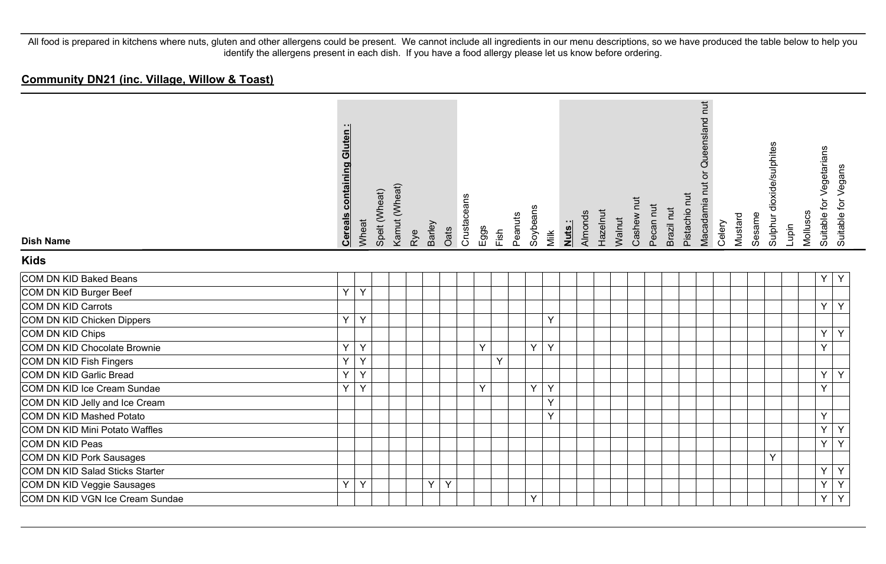All food is prepared in kitchens where nuts, gluten and other allergens could be present. We cannot include all ingredients in our menu descriptions, so we have produced the table below to help you identify the allergens present in each dish. If you have a food allergy please let us know before ordering.

## **Community DN21 (inc. Village, Willow & Toast)**

| Dish Name | Cereals containing Gluten : | Wheat | Spelt (Wheat) | Kamut (Wheat) | Rye | Barley | Oats | Crustaceans | Eggs | Fish | Peanuts | Soybeans | Milk | Nuts : | Almonds | Hazelnut | Walnut | Cashew nut | Pecan nut | Brazil nut | Pistachio nut | Macadamia nut or Queensland nut | Celery | Mustard | Sesame | Sulphur dioxide/sulphites | Lupin | Molluscs | Suitable for Vegetarians | Suitable for Vegans |
|---|---|---|---|---|---|---|---|---|---|---|---|---|---|---|---|---|---|---|---|---|---|---|---|---|---|---|---|---|---|---|
| **Kids** | | | | | | | | | | | | | | | | | | | | | | | | | | | | | | |
| COM DN KID Baked Beans | | | | | | | | | | | | | | | | | | | | | | | | | | | | | Y | Y |
| COM DN KID Burger Beef | Y | Y | | | | | | | | | | | | | | | | | | | | | | | | | | | | |
| COM DN KID Carrots | | | | | | | | | | | | | | | | | | | | | | | | | | | | | Y | Y |
| COM DN KID Chicken Dippers | Y | Y | | | | | | | | | | | Y | | | | | | | | | | | | | | | | | |
| COM DN KID Chips | | | | | | | | | | | | | | | | | | | | | | | | | | | | | Y | Y |
| COM DN KID Chocolate Brownie | Y | Y | | | | | | | Y | | | Y | Y | | | | | | | | | | | | | | | | Y | |
| COM DN KID Fish Fingers | Y | Y | | | | | | | | Y | | | | | | | | | | | | | | | | | | | | |
| COM DN KID Garlic Bread | Y | Y | | | | | | | | | | | | | | | | | | | | | | | | | | | Y | Y |
| COM DN KID Ice Cream Sundae | Y | Y | | | | | | | Y | | | Y | Y | | | | | | | | | | | | | | | | Y | |
| COM DN KID Jelly and Ice Cream | | | | | | | | | | | | | Y | | | | | | | | | | | | | | | | | |
| COM DN KID Mashed Potato | | | | | | | | | | | | | Y | | | | | | | | | | | | | | | | Y | |
| COM DN KID Mini Potato Waffles | | | | | | | | | | | | | | | | | | | | | | | | | | | | | Y | Y |
| COM DN KID Peas | | | | | | | | | | | | | | | | | | | | | | | | | | | | | Y | Y |
| COM DN KID Pork Sausages | | | | | | | | | | | | | | | | | | | | | | | | | | Y | | | | |
| COM DN KID Salad Sticks Starter | | | | | | | | | | | | | | | | | | | | | | | | | | | | | Y | Y |
| COM DN KID Veggie Sausages | Y | Y | | | | Y | Y | | | | | | | | | | | | | | | | | | | | | | Y | Y |
| COM DN KID VGN Ice Cream Sundae | | | | | | | | | | | | Y | | | | | | | | | | | | | | | | | Y | Y |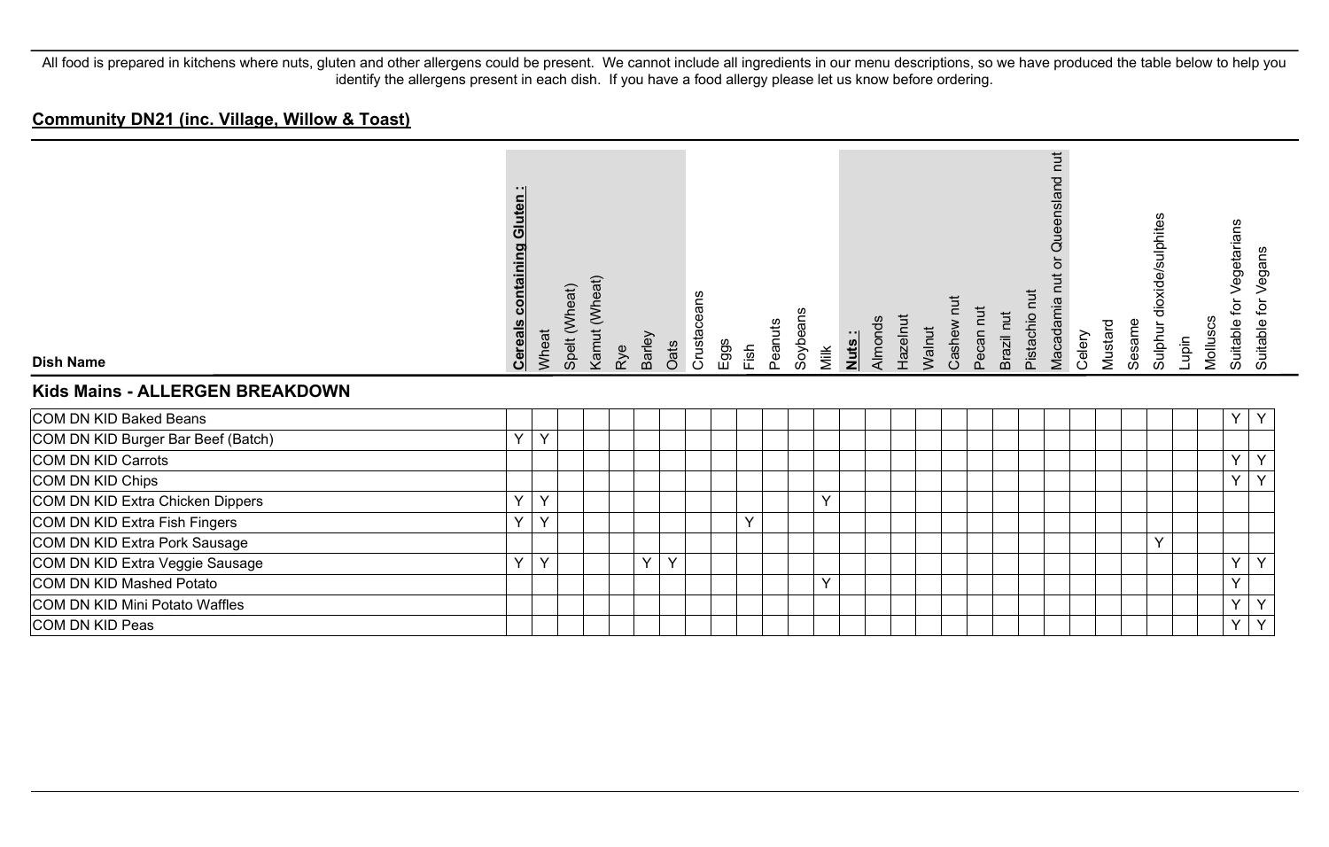All food is prepared in kitchens where nuts, gluten and other allergens could be present. We cannot include all ingredients in our menu descriptions, so we have produced the table below to help you identify the allergens present in each dish. If you have a food allergy please let us know before ordering.

## Community DN21 (inc. Village, Willow & Toast)

### Kids Mains - ALLERGEN BREAKDOWN

| Dish Name | Cereals containing Gluten : | Wheat | Spelt (Wheat) | Kamut (Wheat) | Rye | Barley | Oats | Crustaceans | Eggs | Fish | Peanuts | Soybeans | Milk | Nuts : | Almonds | Hazelnut | Walnut | Cashew nut | Pecan nut | Brazil nut | Pistachio nut | Macadamia nut or Queensland nut | Celery | Mustard | Sesame | Sulphur dioxide/sulphites | Lupin | Molluscs | Suitable for Vegetarians | Suitable for Vegans |
|---|---|---|---|---|---|---|---|---|---|---|---|---|---|---|---|---|---|---|---|---|---|---|---|---|---|---|---|---|---|---|
| COM DN KID Baked Beans | | | | | | | | | | | | | | | | | | | | | | | | | | | | | Y | Y |
| COM DN KID Burger Bar Beef (Batch) | Y | Y | | | | | | | | | | | | | | | | | | | | | | | | | | | | |
| COM DN KID Carrots | | | | | | | | | | | | | | | | | | | | | | | | | | | | | Y | Y |
| COM DN KID Chips | | | | | | | | | | | | | | | | | | | | | | | | | | | | | Y | Y |
| COM DN KID Extra Chicken Dippers | Y | Y | | | | | | | | | | | Y | | | | | | | | | | | | | | | | | |
| COM DN KID Extra Fish Fingers | Y | Y | | | | | | | | Y | | | | | | | | | | | | | | | | | | | | |
| COM DN KID Extra Pork Sausage | | | | | | | | | | | | | | | | | | | | | | | | | | Y | | | | |
| COM DN KID Extra Veggie Sausage | Y | Y | | | | Y | Y | | | | | | | | | | | | | | | | | | | | | | Y | Y |
| COM DN KID Mashed Potato | | | | | | | | | | | | | Y | | | | | | | | | | | | | | | | Y | |
| COM DN KID Mini Potato Waffles | | | | | | | | | | | | | | | | | | | | | | | | | | | | | Y | Y |
| COM DN KID Peas | | | | | | | | | | | | | | | | | | | | | | | | | | | | | Y | Y |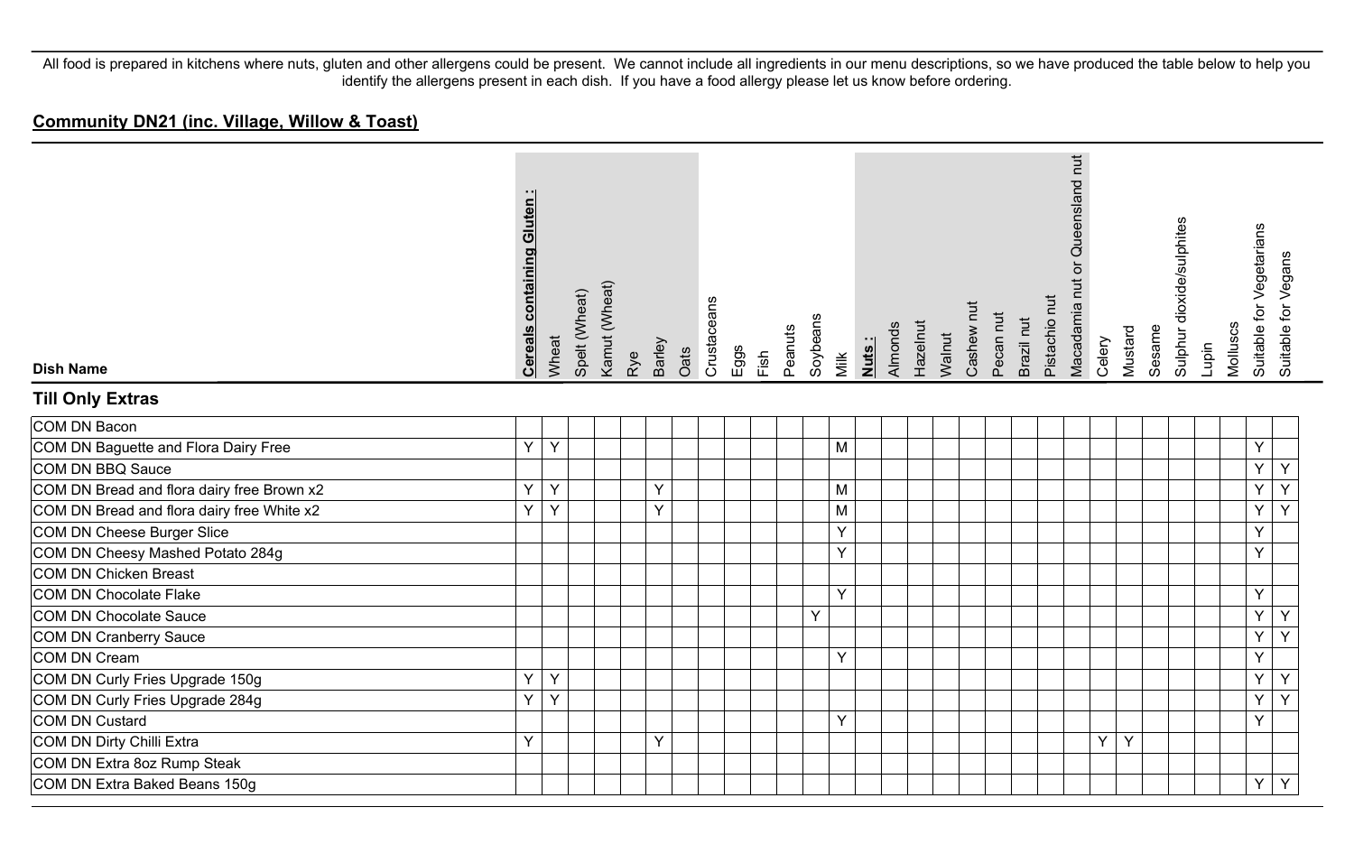All food is prepared in kitchens where nuts, gluten and other allergens could be present. We cannot include all ingredients in our menu descriptions, so we have produced the table below to help you identify the allergens present in each dish. If you have a food allergy please let us know before ordering.

## Community DN21 (inc. Village, Willow & Toast)

| Dish Name | **Cereals containing Gluten :** | Wheat | Spelt (Wheat) | Kamut (Wheat) | Rye | Barley | Oats | Crustaceans | Eggs | Fish | Peanuts | Soybeans | Milk | **Nuts :** | Almonds | Hazelnut | Walnut | Cashew nut | Pecan nut | Brazil nut | Pistachio nut | Macadamia nut or Queensland nut | Celery | Mustard | Sesame | Sulphur dioxide/sulphites | Lupin | Molluscs | Suitable for Vegetarians | Suitable for Vegans |
|---|---|---|---|---|---|---|---|---|---|---|---|---|---|---|---|---|---|---|---|---|---|---|---|---|---|---|---|---|---|---|
| **Till Only Extras** | | | | | | | | | | | | | | | | | | | | | | | | | | | | | | |
| COM DN Bacon | | | | | | | | | | | | | | | | | | | | | | | | | | | | | | |
| COM DN Baguette and Flora Dairy Free | Y | Y | | | | | | | | | | | M | | | | | | | | | | | | | | | | Y | |
| COM DN BBQ Sauce | | | | | | | | | | | | | | | | | | | | | | | | | | | | | Y | Y |
| COM DN Bread and flora dairy free Brown x2 | Y | Y | | | | Y | | | | | | | M | | | | | | | | | | | | | | | | Y | Y |
| COM DN Bread and flora dairy free White x2 | Y | Y | | | | Y | | | | | | | M | | | | | | | | | | | | | | | | Y | Y |
| COM DN Cheese Burger Slice | | | | | | | | | | | | | Y | | | | | | | | | | | | | | | | Y | |
| COM DN Cheesy Mashed Potato 284g | | | | | | | | | | | | | Y | | | | | | | | | | | | | | | | Y | |
| COM DN Chicken Breast | | | | | | | | | | | | | | | | | | | | | | | | | | | | | | |
| COM DN Chocolate Flake | | | | | | | | | | | | | Y | | | | | | | | | | | | | | | | Y | |
| COM DN Chocolate Sauce | | | | | | | | | | | | Y | | | | | | | | | | | | | | | | | Y | Y |
| COM DN Cranberry Sauce | | | | | | | | | | | | | | | | | | | | | | | | | | | | | Y | Y |
| COM DN Cream | | | | | | | | | | | | | Y | | | | | | | | | | | | | | | | Y | |
| COM DN Curly Fries Upgrade 150g | Y | Y | | | | | | | | | | | | | | | | | | | | | | | | | | | Y | Y |
| COM DN Curly Fries Upgrade 284g | Y | Y | | | | | | | | | | | | | | | | | | | | | | | | | | | Y | Y |
| COM DN Custard | | | | | | | | | | | | | Y | | | | | | | | | | | | | | | | Y | |
| COM DN Dirty Chilli Extra | Y | | | | | Y | | | | | | | | | | | | | | | | | Y | Y | | | | | | |
| COM DN Extra 8oz Rump Steak | | | | | | | | | | | | | | | | | | | | | | | | | | | | | | |
| COM DN Extra Baked Beans 150g | | | | | | | | | | | | | | | | | | | | | | | | | | | | | Y | Y |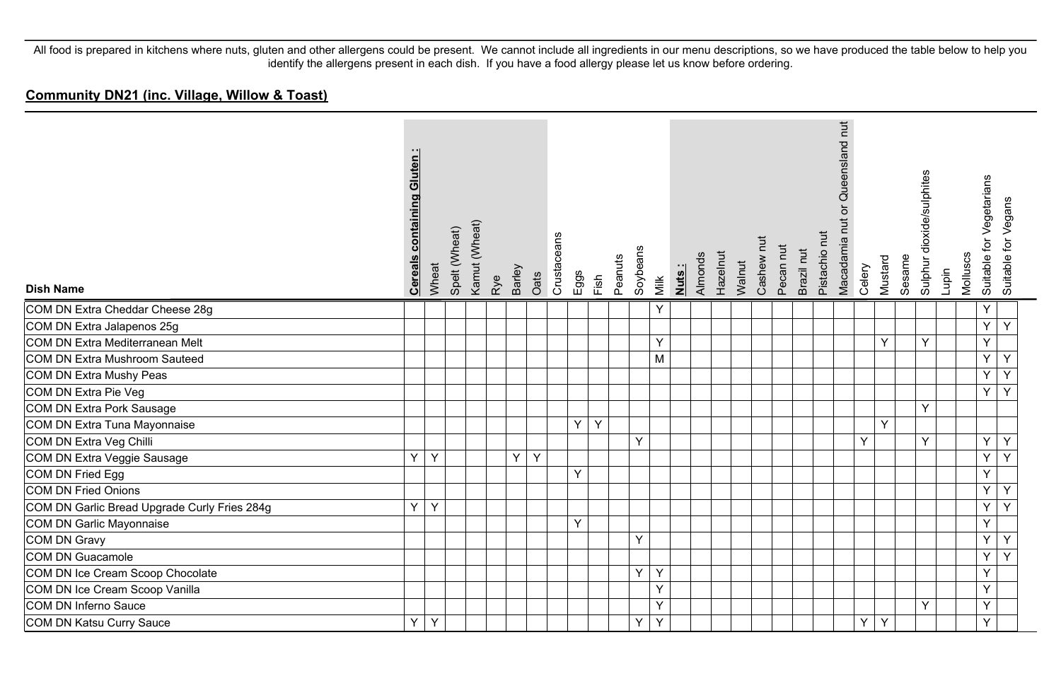All food is prepared in kitchens where nuts, gluten and other allergens could be present. We cannot include all ingredients in our menu descriptions, so we have produced the table below to help you identify the allergens present in each dish. If you have a food allergy please let us know before ordering.

## Community DN21 (inc. Village, Willow & Toast)

| Dish Name | **Cereals containing Gluten :** | Wheat | Spelt (Wheat) | Kamut (Wheat) | Rye | Barley | Oats | Crustaceans | Eggs | Fish | Peanuts | Soybeans | Milk | **Nuts :** | Almonds | Hazelnut | Walnut | Cashew nut | Pecan nut | Brazil nut | Pistachio nut | Macadamia nut or Queensland nut | Celery | Mustard | Sesame | Sulphur dioxide/sulphites | Lupin | Molluscs | Suitable for Vegetarians | Suitable for Vegans |
|---|---|---|---|---|---|---|---|---|---|---|---|---|---|---|---|---|---|---|---|---|---|---|---|---|---|---|---|---|---|---|
| COM DN Extra Cheddar Cheese 28g | | | | | | | | | | | | | Y | | | | | | | | | | | | | | | | Y | |
| COM DN Extra Jalapenos 25g | | | | | | | | | | | | | | | | | | | | | | | | | | | | | Y | Y |
| COM DN Extra Mediterranean Melt | | | | | | | | | | | | | Y | | | | | | | | | | | Y | | Y | | | Y | |
| COM DN Extra Mushroom Sauteed | | | | | | | | | | | | | M | | | | | | | | | | | | | | | | Y | Y |
| COM DN Extra Mushy Peas | | | | | | | | | | | | | | | | | | | | | | | | | | | | | Y | Y |
| COM DN Extra Pie Veg | | | | | | | | | | | | | | | | | | | | | | | | | | | | | Y | Y |
| COM DN Extra Pork Sausage | | | | | | | | | | | | | | | | | | | | | | | | | | Y | | | | |
| COM DN Extra Tuna Mayonnaise | | | | | | | | | Y | Y | | | | | | | | | | | | | | Y | | | | | | |
| COM DN Extra Veg Chilli | | | | | | | | | | | | Y | | | | | | | | | | | Y | | | Y | | | Y | Y |
| COM DN Extra Veggie Sausage | Y | Y | | | | Y | Y | | | | | | | | | | | | | | | | | | | | | | Y | Y |
| COM DN Fried Egg | | | | | | | | | Y | | | | | | | | | | | | | | | | | | | | Y | |
| COM DN Fried Onions | | | | | | | | | | | | | | | | | | | | | | | | | | | | | Y | Y |
| COM DN Garlic Bread Upgrade Curly Fries 284g | Y | Y | | | | | | | | | | | | | | | | | | | | | | | | | | | Y | Y |
| COM DN Garlic Mayonnaise | | | | | | | | | Y | | | | | | | | | | | | | | | | | | | | Y | |
| COM DN Gravy | | | | | | | | | | | | Y | | | | | | | | | | | | | | | | | Y | Y |
| COM DN Guacamole | | | | | | | | | | | | | | | | | | | | | | | | | | | | | Y | Y |
| COM DN Ice Cream Scoop Chocolate | | | | | | | | | | | | Y | Y | | | | | | | | | | | | | | | | Y | |
| COM DN Ice Cream Scoop Vanilla | | | | | | | | | | | | | Y | | | | | | | | | | | | | | | | Y | |
| COM DN Inferno Sauce | | | | | | | | | | | | | Y | | | | | | | | | | | | | Y | | | Y | |
| COM DN Katsu Curry Sauce | Y | Y | | | | | | | | | | Y | Y | | | | | | | | | | Y | Y | | | | | Y | |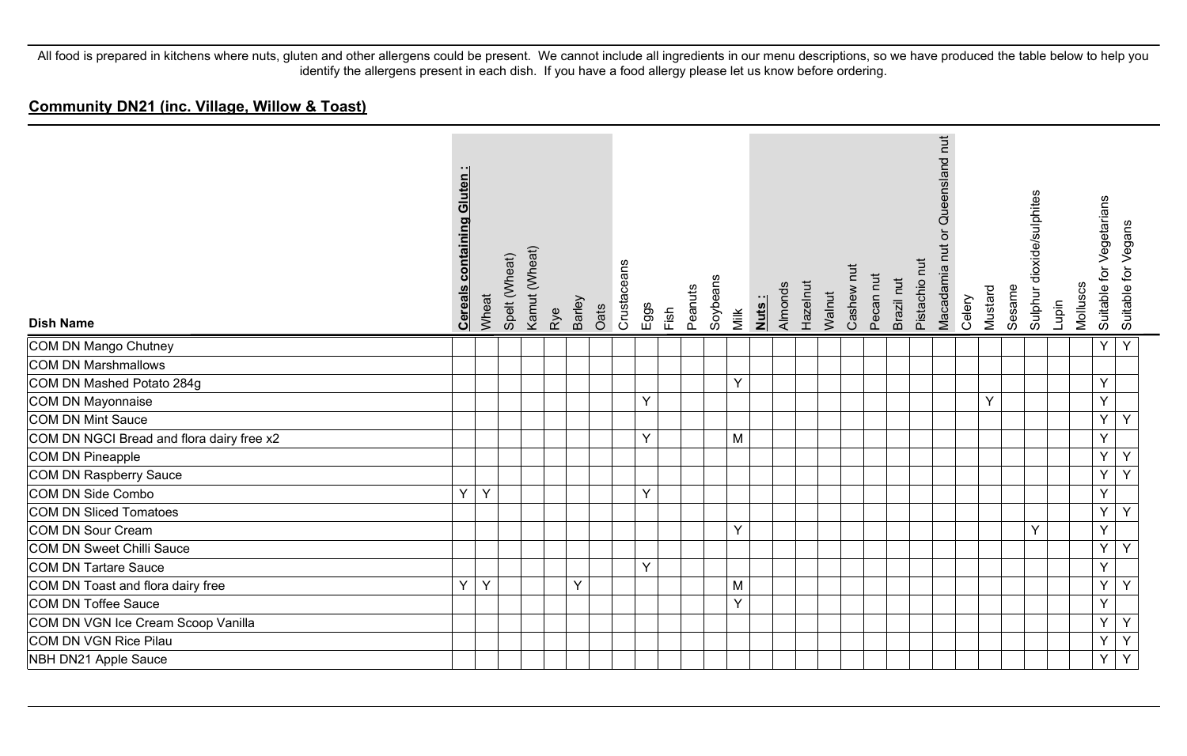All food is prepared in kitchens where nuts, gluten and other allergens could be present. We cannot include all ingredients in our menu descriptions, so we have produced the table below to help you identify the allergens present in each dish. If you have a food allergy please let us know before ordering.

## Community DN21 (inc. Village, Willow & Toast)

| Dish Name | Cereals containing Gluten : | Wheat | Spelt (Wheat) | Kamut (Wheat) | Rye | Barley | Oats | Crustaceans | Eggs | Fish | Peanuts | Soybeans | Milk | Nuts : | Almonds | Hazelnut | Walnut | Cashew nut | Pecan nut | Brazil nut | Pistachio nut | Macadamia nut or Queensland nut | Celery | Mustard | Sesame | Sulphur dioxide/sulphites | Lupin | Molluscs | Suitable for Vegetarians | Suitable for Vegans |
|---|---|---|---|---|---|---|---|---|---|---|---|---|---|---|---|---|---|---|---|---|---|---|---|---|---|---|---|---|---|---|
| COM DN Mango Chutney | | | | | | | | | | | | | | | | | | | | | | | | | | | | | Y | Y |
| COM DN Marshmallows | | | | | | | | | | | | | | | | | | | | | | | | | | | | | | |
| COM DN Mashed Potato 284g | | | | | | | | | | | | | Y | | | | | | | | | | | | | | | | Y | |
| COM DN Mayonnaise | | | | | | | | | Y | | | | | | | | | | | | | | | Y | | | | | Y | |
| COM DN Mint Sauce | | | | | | | | | | | | | | | | | | | | | | | | | | | | | Y | Y |
| COM DN NGCI Bread and flora dairy free x2 | | | | | | | | | Y | | | | M | | | | | | | | | | | | | | | | Y | |
| COM DN Pineapple | | | | | | | | | | | | | | | | | | | | | | | | | | | | | Y | Y |
| COM DN Raspberry Sauce | | | | | | | | | | | | | | | | | | | | | | | | | | | | | Y | Y |
| COM DN Side Combo | Y | Y | | | | | | | Y | | | | | | | | | | | | | | | | | | | | Y | |
| COM DN Sliced Tomatoes | | | | | | | | | | | | | | | | | | | | | | | | | | | | | Y | Y |
| COM DN Sour Cream | | | | | | | | | | | | | Y | | | | | | | | | | | | | Y | | | Y | |
| COM DN Sweet Chilli Sauce | | | | | | | | | | | | | | | | | | | | | | | | | | | | | Y | Y |
| COM DN Tartare Sauce | | | | | | | | | Y | | | | | | | | | | | | | | | | | | | | Y | |
| COM DN Toast and flora dairy free | Y | Y | | | | Y | | | | | | | M | | | | | | | | | | | | | | | | Y | Y |
| COM DN Toffee Sauce | | | | | | | | | | | | | Y | | | | | | | | | | | | | | | | Y | |
| COM DN VGN Ice Cream Scoop Vanilla | | | | | | | | | | | | | | | | | | | | | | | | | | | | | Y | Y |
| COM DN VGN Rice Pilau | | | | | | | | | | | | | | | | | | | | | | | | | | | | | Y | Y |
| NBH DN21 Apple Sauce | | | | | | | | | | | | | | | | | | | | | | | | | | | | | Y | Y |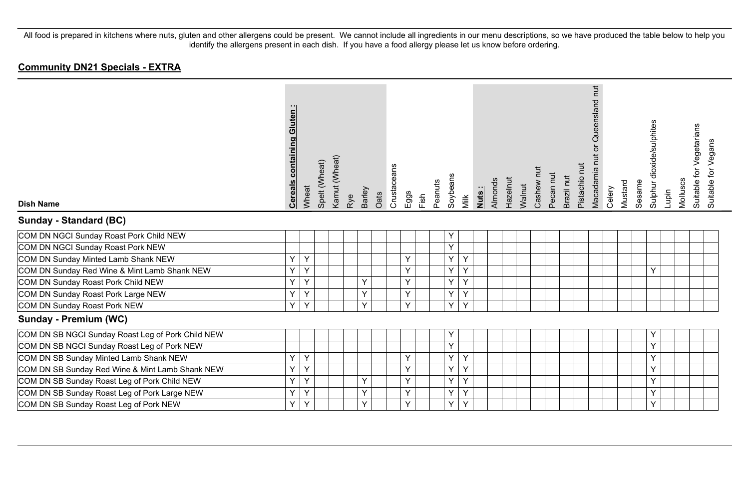All food is prepared in kitchens where nuts, gluten and other allergens could be present. We cannot include all ingredients in our menu descriptions, so we have produced the table below to help you identify the allergens present in each dish. If you have a food allergy please let us know before ordering.

## Community DN21 Specials - EXTRA

| Dish Name | Cereals containing Gluten : | Wheat | Spelt (Wheat) | Kamut (Wheat) | Rye | Barley | Oats | Crustaceans | Eggs | Fish | Peanuts | Soybeans | Milk | Nuts : | Almonds | Hazelnut | Walnut | Cashew nut | Pecan nut | Brazil nut | Pistachio nut | Macadamia nut or Queensland nut | Celery | Mustard | Sesame | Sulphur dioxide/sulphites | Lupin | Molluscs | Suitable for Vegetarians | Suitable for Vegans |
|---|---|---|---|---|---|---|---|---|---|---|---|---|---|---|---|---|---|---|---|---|---|---|---|---|---|---|---|---|---|---|
| **Sunday - Standard (BC)** | | | | | | | | | | | | | | | | | | | | | | | | | | | | | | |
| COM DN NGCI Sunday Roast Pork Child NEW | | | | | | | | | | | | Y | | | | | | | | | | | | | | | | | | |
| COM DN NGCI Sunday Roast Pork NEW | | | | | | | | | | | | Y | | | | | | | | | | | | | | | | | | |
| COM DN Sunday Minted Lamb Shank NEW | Y | Y | | | | | | | Y | | | Y | Y | | | | | | | | | | | | | | | | | |
| COM DN Sunday Red Wine & Mint Lamb Shank NEW | Y | Y | | | | | | | Y | | | Y | Y | | | | | | | | | | | | | Y | | | | |
| COM DN Sunday Roast Pork Child NEW | Y | Y | | | | Y | | | Y | | | Y | Y | | | | | | | | | | | | | | | | | |
| COM DN Sunday Roast Pork Large NEW | Y | Y | | | | Y | | | Y | | | Y | Y | | | | | | | | | | | | | | | | | |
| COM DN Sunday Roast Pork NEW | Y | Y | | | | Y | | | Y | | | Y | Y | | | | | | | | | | | | | | | | | |
| **Sunday - Premium (WC)** | | | | | | | | | | | | | | | | | | | | | | | | | | | | | | |
| COM DN SB NGCI Sunday Roast Leg of Pork Child NEW | | | | | | | | | | | | Y | | | | | | | | | | | | | | Y | | | | |
| COM DN SB NGCI Sunday Roast Leg of Pork NEW | | | | | | | | | | | | Y | | | | | | | | | | | | | | Y | | | | |
| COM DN SB Sunday Minted Lamb Shank NEW | Y | Y | | | | | | | Y | | | Y | Y | | | | | | | | | | | | | Y | | | | |
| COM DN SB Sunday Red Wine & Mint Lamb Shank NEW | Y | Y | | | | | | | Y | | | Y | Y | | | | | | | | | | | | | Y | | | | |
| COM DN SB Sunday Roast Leg of Pork Child NEW | Y | Y | | | | Y | | | Y | | | Y | Y | | | | | | | | | | | | | Y | | | | |
| COM DN SB Sunday Roast Leg of Pork Large NEW | Y | Y | | | | Y | | | Y | | | Y | Y | | | | | | | | | | | | | Y | | | | |
| COM DN SB Sunday Roast Leg of Pork NEW | Y | Y | | | | Y | | | Y | | | Y | Y | | | | | | | | | | | | | Y | | | | |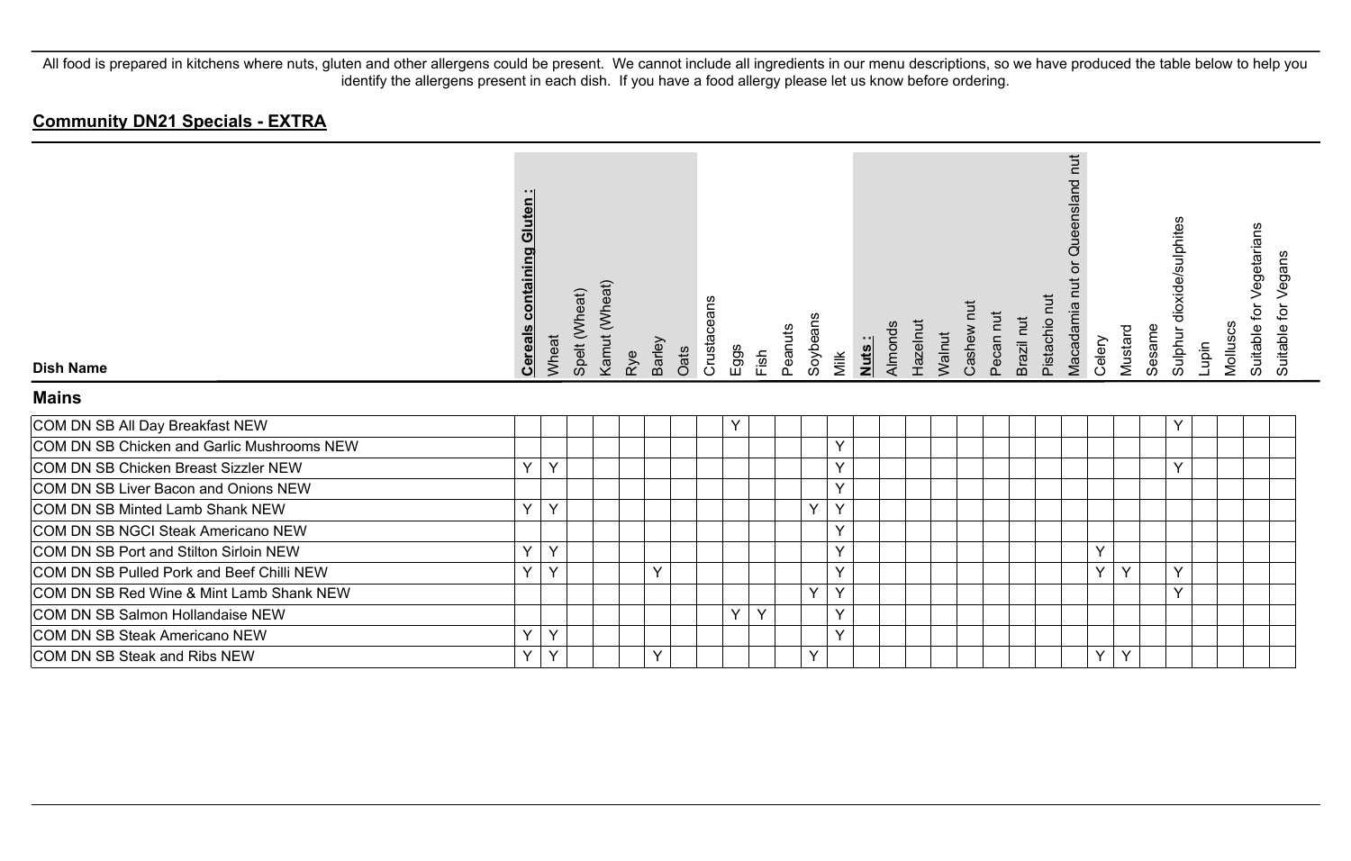All food is prepared in kitchens where nuts, gluten and other allergens could be present. We cannot include all ingredients in our menu descriptions, so we have produced the table below to help you identify the allergens present in each dish. If you have a food allergy please let us know before ordering.

## Community DN21 Specials - EXTRA

| Dish Name | Cereals containing Gluten : | Wheat | Spelt (Wheat) | Kamut (Wheat) | Rye | Barley | Oats | Crustaceans | Eggs | Fish | Peanuts | Soybeans | Milk | Nuts : | Almonds | Hazelnut | Walnut | Cashew nut | Pecan nut | Brazil nut | Pistachio nut | Macadamia nut or Queensland nut | Celery | Mustard | Sesame | Sulphur dioxide/sulphites | Lupin | Molluscs | Suitable for Vegetarians | Suitable for Vegans |
|---|---|---|---|---|---|---|---|---|---|---|---|---|---|---|---|---|---|---|---|---|---|---|---|---|---|---|---|---|---|---|
| **Mains** | | | | | | | | | | | | | | | | | | | | | | | | | | | | | | |
| COM DN SB All Day Breakfast NEW | | | | | | | | | Y | | | | | | | | | | | | | | | | | Y | | | | |
| COM DN SB Chicken and Garlic Mushrooms NEW | | | | | | | | | | | | | Y | | | | | | | | | | | | | | | | | |
| COM DN SB Chicken Breast Sizzler NEW | Y | Y | | | | | | | | | | | Y | | | | | | | | | | | | | Y | | | | |
| COM DN SB Liver Bacon and Onions NEW | | | | | | | | | | | | | Y | | | | | | | | | | | | | | | | | |
| COM DN SB Minted Lamb Shank NEW | Y | Y | | | | | | | | | | Y | Y | | | | | | | | | | | | | | | | | |
| COM DN SB NGCI Steak Americano NEW | | | | | | | | | | | | | Y | | | | | | | | | | | | | | | | | |
| COM DN SB Port and Stilton Sirloin NEW | Y | Y | | | | | | | | | | | Y | | | | | | | | | | Y | | | | | | | |
| COM DN SB Pulled Pork and Beef Chilli NEW | Y | Y | | | | Y | | | | | | | Y | | | | | | | | | | Y | Y | | Y | | | | |
| COM DN SB Red Wine & Mint Lamb Shank NEW | | | | | | | | | | | | Y | Y | | | | | | | | | | | | | Y | | | | |
| COM DN SB Salmon Hollandaise NEW | | | | | | | | | Y | Y | | | Y | | | | | | | | | | | | | | | | | |
| COM DN SB Steak Americano NEW | Y | Y | | | | | | | | | | | Y | | | | | | | | | | | | | | | | | |
| COM DN SB Steak and Ribs NEW | Y | Y | | | | Y | | | | | | Y | | | | | | | | | | | Y | Y | | | | | | |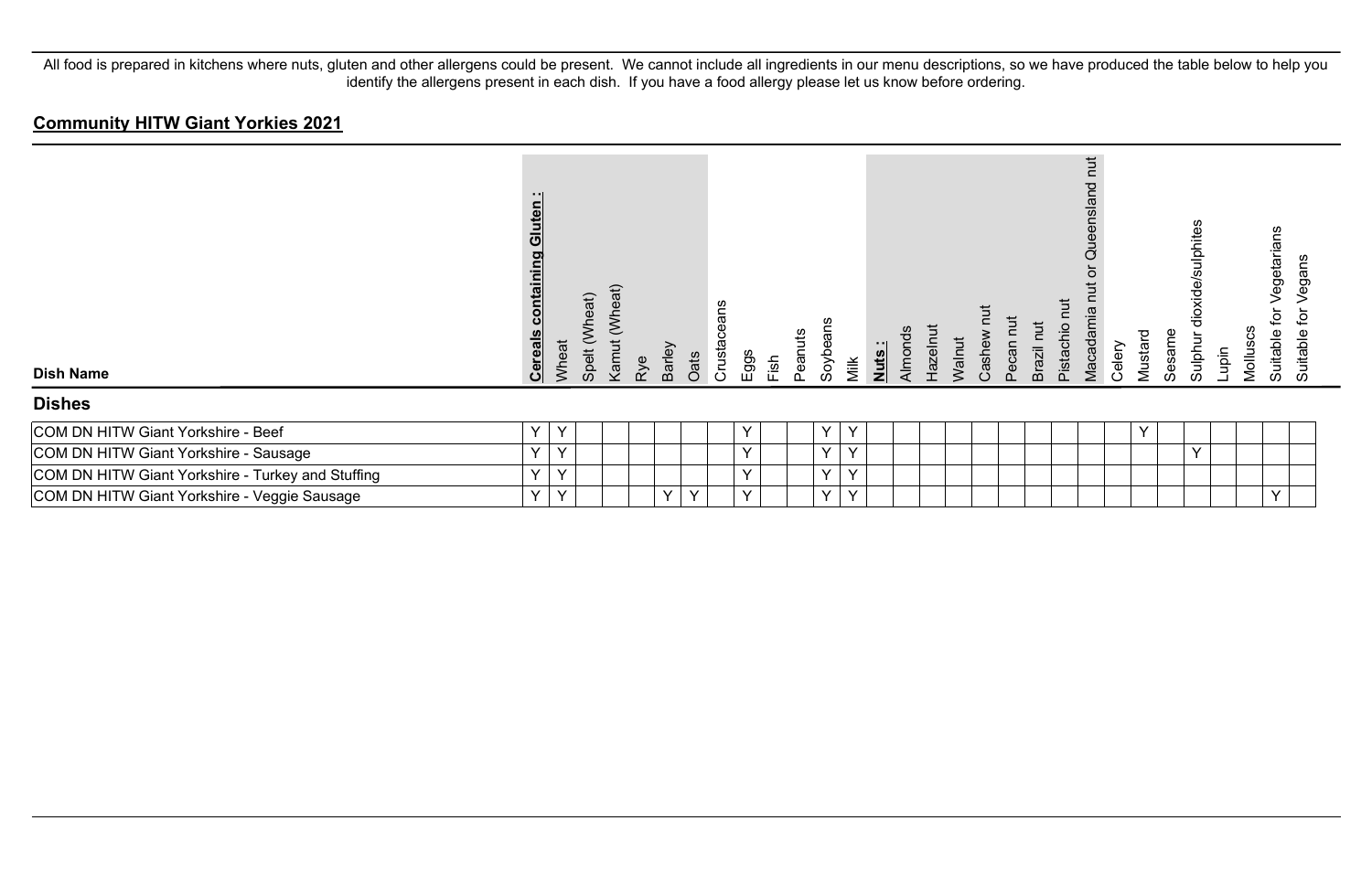All food is prepared in kitchens where nuts, gluten and other allergens could be present. We cannot include all ingredients in our menu descriptions, so we have produced the table below to help you identify the allergens present in each dish. If you have a food allergy please let us know before ordering.

## Community HITW Giant Yorkies 2021

| Dish Name | **Cereals containing Gluten :** | Wheat | Spelt (Wheat) | Kamut (Wheat) | Rye | Barley | Oats | Crustaceans | Eggs | Fish | Peanuts | Soybeans | Milk | **Nuts :** | Almonds | Hazelnut | Walnut | Cashew nut | Pecan nut | Brazil nut | Pistachio nut | Macadamia nut or Queensland nut | Celery | Mustard | Sesame | Sulphur dioxide/sulphites | Lupin | Molluscs | Suitable for Vegetarians | Suitable for Vegans |
|---|---|---|---|---|---|---|---|---|---|---|---|---|---|---|---|---|---|---|---|---|---|---|---|---|---|---|---|---|---|---|
| **Dishes** | | | | | | | | | | | | | | | | | | | | | | | | | | | | | | |
| COM DN HITW Giant Yorkshire - Beef | Y | Y | | | | | | | Y | | | Y | Y | | | | | | | | | | | Y | | | | | | |
| COM DN HITW Giant Yorkshire - Sausage | Y | Y | | | | | | | Y | | | Y | Y | | | | | | | | | | | | | Y | | | | |
| COM DN HITW Giant Yorkshire - Turkey and Stuffing | Y | Y | | | | | | | Y | | | Y | Y | | | | | | | | | | | | | | | | | |
| COM DN HITW Giant Yorkshire - Veggie Sausage | Y | Y | | | | Y | Y | | Y | | | Y | Y | | | | | | | | | | | | | | | | Y | |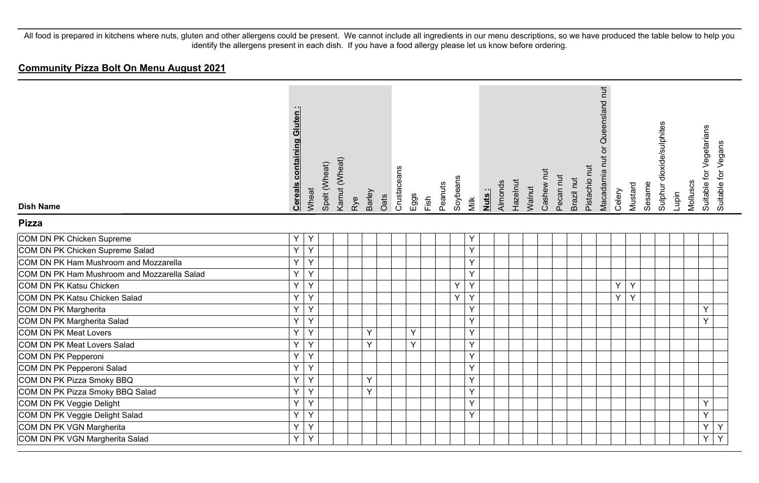All food is prepared in kitchens where nuts, gluten and other allergens could be present. We cannot include all ingredients in our menu descriptions, so we have produced the table below to help you identify the allergens present in each dish. If you have a food allergy please let us know before ordering.

## Community Pizza Bolt On Menu August 2021

| Dish Name | Cereals containing Gluten : | Wheat | Spelt (Wheat) | Kamut (Wheat) | Rye | Barley | Oats | Crustaceans | Eggs | Fish | Peanuts | Soybeans | Milk | Nuts : | Almonds | Hazelnut | Walnut | Cashew nut | Pecan nut | Brazil nut | Pistachio nut | Macadamia nut or Queensland nut | Celery | Mustard | Sesame | Sulphur dioxide/sulphites | Lupin | Molluscs | Suitable for Vegetarians | Suitable for Vegans |
|---|---|---|---|---|---|---|---|---|---|---|---|---|---|---|---|---|---|---|---|---|---|---|---|---|---|---|---|---|---|---|
| **Pizza** | | | | | | | | | | | | | | | | | | | | | | | | | | | | | | |
| COM DN PK Chicken Supreme | Y | Y | | | | | | | | | | | Y | | | | | | | | | | | | | | | | | |
| COM DN PK Chicken Supreme Salad | Y | Y | | | | | | | | | | | Y | | | | | | | | | | | | | | | | | |
| COM DN PK Ham Mushroom and Mozzarella | Y | Y | | | | | | | | | | | Y | | | | | | | | | | | | | | | | | |
| COM DN PK Ham Mushroom and Mozzarella Salad | Y | Y | | | | | | | | | | | Y | | | | | | | | | | | | | | | | | |
| COM DN PK Katsu Chicken | Y | Y | | | | | | | | | | Y | Y | | | | | | | | | | Y | Y | | | | | | |
| COM DN PK Katsu Chicken Salad | Y | Y | | | | | | | | | | Y | Y | | | | | | | | | | Y | Y | | | | | | |
| COM DN PK Margherita | Y | Y | | | | | | | | | | | Y | | | | | | | | | | | | | | | | Y | |
| COM DN PK Margherita Salad | Y | Y | | | | | | | | | | | Y | | | | | | | | | | | | | | | | Y | |
| COM DN PK Meat Lovers | Y | Y | | | | Y | | | Y | | | | Y | | | | | | | | | | | | | | | | | |
| COM DN PK Meat Lovers Salad | Y | Y | | | | Y | | | Y | | | | Y | | | | | | | | | | | | | | | | | |
| COM DN PK Pepperoni | Y | Y | | | | | | | | | | | Y | | | | | | | | | | | | | | | | | |
| COM DN PK Pepperoni Salad | Y | Y | | | | | | | | | | | Y | | | | | | | | | | | | | | | | | |
| COM DN PK Pizza Smoky BBQ | Y | Y | | | | Y | | | | | | | Y | | | | | | | | | | | | | | | | | |
| COM DN PK Pizza Smoky BBQ Salad | Y | Y | | | | Y | | | | | | | Y | | | | | | | | | | | | | | | | | |
| COM DN PK Veggie Delight | Y | Y | | | | | | | | | | | Y | | | | | | | | | | | | | | | | Y | |
| COM DN PK Veggie Delight Salad | Y | Y | | | | | | | | | | | Y | | | | | | | | | | | | | | | | Y | |
| COM DN PK VGN Margherita | Y | Y | | | | | | | | | | | | | | | | | | | | | | | | | | | Y | Y |
| COM DN PK VGN Margherita Salad | Y | Y | | | | | | | | | | | | | | | | | | | | | | | | | | | Y | Y |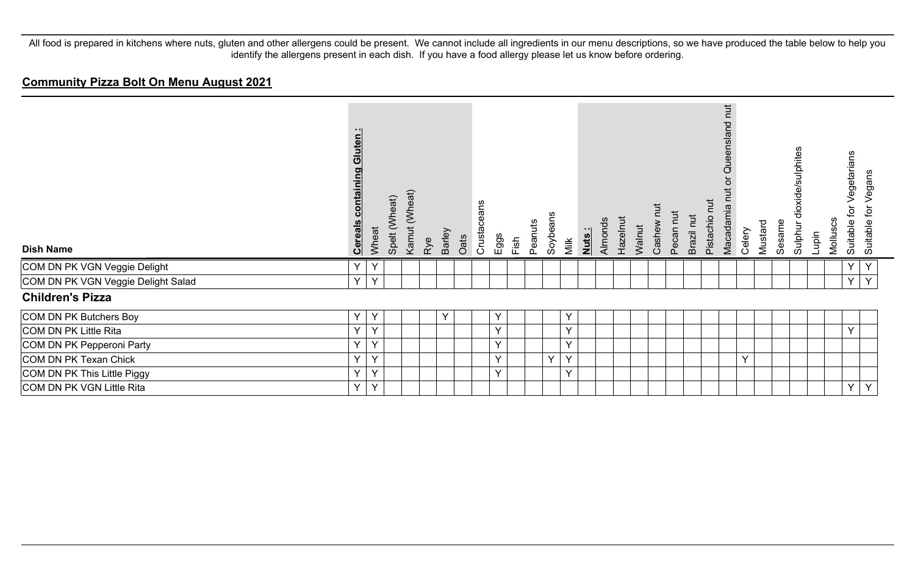All food is prepared in kitchens where nuts, gluten and other allergens could be present. We cannot include all ingredients in our menu descriptions, so we have produced the table below to help you identify the allergens present in each dish. If you have a food allergy please let us know before ordering.

## Community Pizza Bolt On Menu August 2021

| Dish Name | Cereals containing Gluten : | Wheat | Spelt (Wheat) | Kamut (Wheat) | Rye | Barley | Oats | Crustaceans | Eggs | Fish | Peanuts | Soybeans | Milk | Nuts : | Almonds | Hazelnut | Walnut | Cashew nut | Pecan nut | Brazil nut | Pistachio nut | Macadamia nut or Queensland nut | Celery | Mustard | Sesame | Sulphur dioxide/sulphites | Lupin | Molluscs | Suitable for Vegetarians | Suitable for Vegans |
|---|---|---|---|---|---|---|---|---|---|---|---|---|---|---|---|---|---|---|---|---|---|---|---|---|---|---|---|---|---|---|
| COM DN PK VGN Veggie Delight | Y | Y | | | | | | | | | | | | | | | | | | | | | | | | | | | Y | Y |
| COM DN PK VGN Veggie Delight Salad | Y | Y | | | | | | | | | | | | | | | | | | | | | | | | | | | Y | Y |
| **Children's Pizza** | | | | | | | | | | | | | | | | | | | | | | | | | | | | | | |
| COM DN PK Butchers Boy | Y | Y | | | | Y | | | Y | | | | Y | | | | | | | | | | | | | | | | | |
| COM DN PK Little Rita | Y | Y | | | | | | | Y | | | | Y | | | | | | | | | | | | | | | | Y | |
| COM DN PK Pepperoni Party | Y | Y | | | | | | | Y | | | | Y | | | | | | | | | | | | | | | | | |
| COM DN PK Texan Chick | Y | Y | | | | | | | Y | | | Y | Y | | | | | | | | | | Y | | | | | | | |
| COM DN PK This Little Piggy | Y | Y | | | | | | | Y | | | | Y | | | | | | | | | | | | | | | | | |
| COM DN PK VGN Little Rita | Y | Y | | | | | | | | | | | | | | | | | | | | | | | | | | | Y | Y |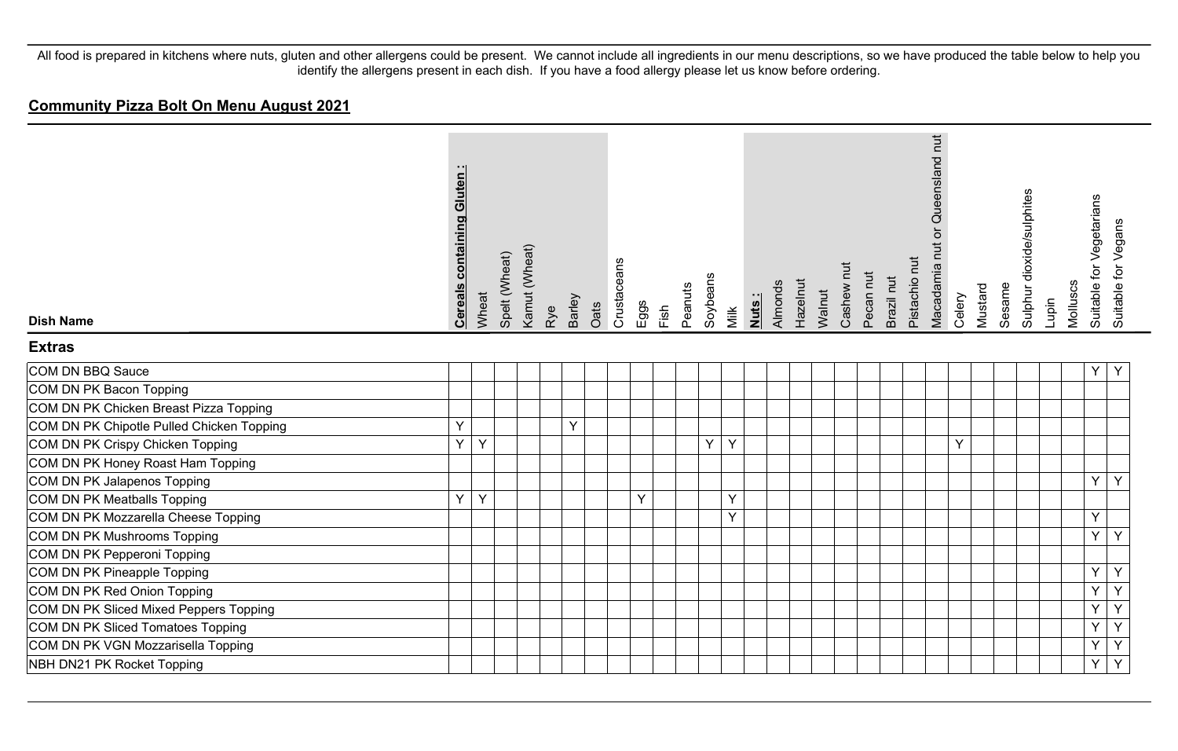All food is prepared in kitchens where nuts, gluten and other allergens could be present. We cannot include all ingredients in our menu descriptions, so we have produced the table below to help you identify the allergens present in each dish. If you have a food allergy please let us know before ordering.

## Community Pizza Bolt On Menu August 2021

| Dish Name | Cereals containing Gluten : | Wheat | Spelt (Wheat) | Kamut (Wheat) | Rye | Barley | Oats | Crustaceans | Eggs | Fish | Peanuts | Soybeans | Milk | Nuts : | Almonds | Hazelnut | Walnut | Cashew nut | Pecan nut | Brazil nut | Pistachio nut | Macadamia nut or Queensland nut | Celery | Mustard | Sesame | Sulphur dioxide/sulphites | Lupin | Molluscs | Suitable for Vegetarians | Suitable for Vegans |
|---|---|---|---|---|---|---|---|---|---|---|---|---|---|---|---|---|---|---|---|---|---|---|---|---|---|---|---|---|---|---|
| **Extras** | | | | | | | | | | | | | | | | | | | | | | | | | | | | | | |
| COM DN BBQ Sauce | | | | | | | | | | | | | | | | | | | | | | | | | | | | | Y | Y |
| COM DN PK Bacon Topping | | | | | | | | | | | | | | | | | | | | | | | | | | | | | | |
| COM DN PK Chicken Breast Pizza Topping | | | | | | | | | | | | | | | | | | | | | | | | | | | | | | |
| COM DN PK Chipotle Pulled Chicken Topping | Y | | | | | Y | | | | | | | | | | | | | | | | | | | | | | | | |
| COM DN PK Crispy Chicken Topping | Y | Y | | | | | | | | | | Y | Y | | | | | | | | | | Y | | | | | | | |
| COM DN PK Honey Roast Ham Topping | | | | | | | | | | | | | | | | | | | | | | | | | | | | | | |
| COM DN PK Jalapenos Topping | | | | | | | | | | | | | | | | | | | | | | | | | | | | | Y | Y |
| COM DN PK Meatballs Topping | Y | Y | | | | | | | Y | | | | Y | | | | | | | | | | | | | | | | | |
| COM DN PK Mozzarella Cheese Topping | | | | | | | | | | | | | Y | | | | | | | | | | | | | | | | Y | |
| COM DN PK Mushrooms Topping | | | | | | | | | | | | | | | | | | | | | | | | | | | | | Y | Y |
| COM DN PK Pepperoni Topping | | | | | | | | | | | | | | | | | | | | | | | | | | | | | | |
| COM DN PK Pineapple Topping | | | | | | | | | | | | | | | | | | | | | | | | | | | | | Y | Y |
| COM DN PK Red Onion Topping | | | | | | | | | | | | | | | | | | | | | | | | | | | | | Y | Y |
| COM DN PK Sliced Mixed Peppers Topping | | | | | | | | | | | | | | | | | | | | | | | | | | | | | Y | Y |
| COM DN PK Sliced Tomatoes Topping | | | | | | | | | | | | | | | | | | | | | | | | | | | | | Y | Y |
| COM DN PK VGN Mozzarisella Topping | | | | | | | | | | | | | | | | | | | | | | | | | | | | | Y | Y |
| NBH DN21 PK Rocket Topping | | | | | | | | | | | | | | | | | | | | | | | | | | | | | Y | Y |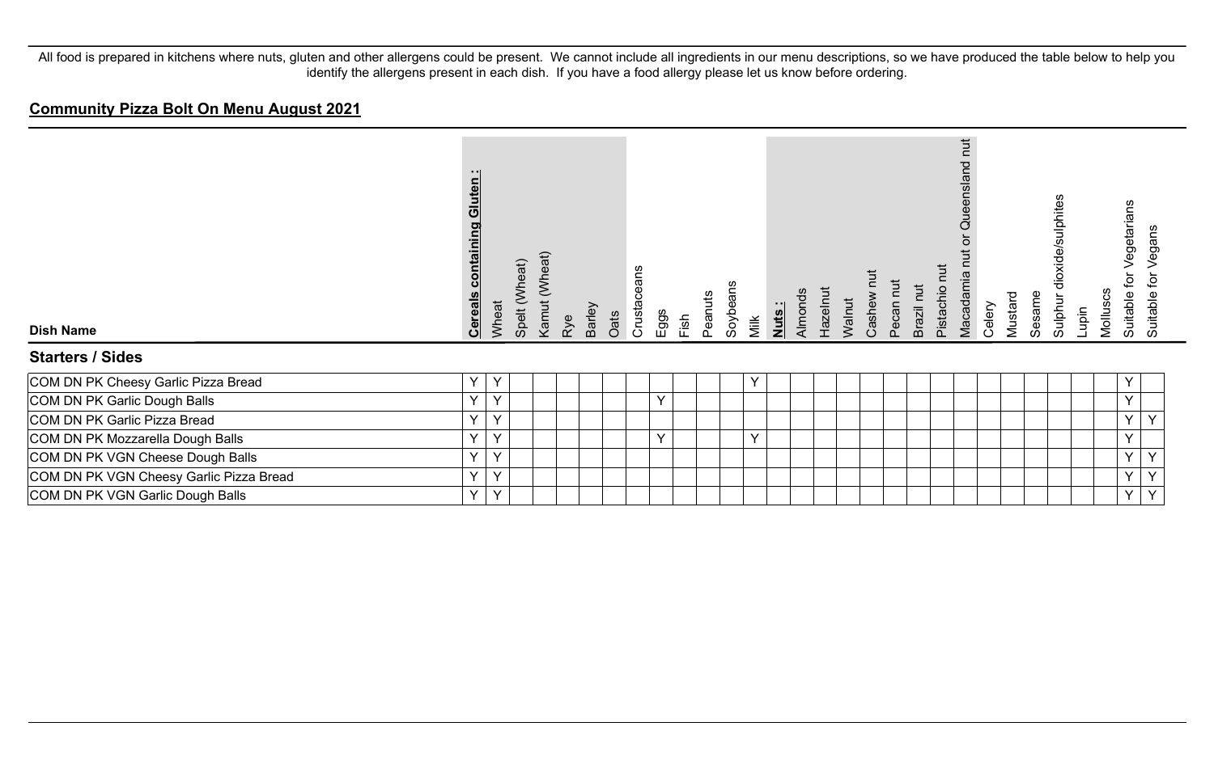All food is prepared in kitchens where nuts, gluten and other allergens could be present. We cannot include all ingredients in our menu descriptions, so we have produced the table below to help you identify the allergens present in each dish. If you have a food allergy please let us know before ordering.

## Community Pizza Bolt On Menu August 2021

| Dish Name | **Cereals containing Gluten :** | Wheat | Spelt (Wheat) | Kamut (Wheat) | Rye | Barley | Oats | Crustaceans | Eggs | Fish | Peanuts | Soybeans | Milk | **Nuts :** | Almonds | Hazelnut | Walnut | Cashew nut | Pecan nut | Brazil nut | Pistachio nut | Macadamia nut or Queensland nut | Celery | Mustard | Sesame | Sulphur dioxide/sulphites | Lupin | Molluscs | Suitable for Vegetarians | Suitable for Vegans |
|---|---|---|---|---|---|---|---|---|---|---|---|---|---|---|---|---|---|---|---|---|---|---|---|---|---|---|---|---|---|---|
| **Starters / Sides** | | | | | | | | | | | | | | | | | | | | | | | | | | | | | | |
| COM DN PK Cheesy Garlic Pizza Bread | Y | Y | | | | | | | | | | | Y | | | | | | | | | | | | | | | | Y | |
| COM DN PK Garlic Dough Balls | Y | Y | | | | | | | Y | | | | | | | | | | | | | | | | | | | | Y | |
| COM DN PK Garlic Pizza Bread | Y | Y | | | | | | | | | | | | | | | | | | | | | | | | | | | Y | Y |
| COM DN PK Mozzarella Dough Balls | Y | Y | | | | | | | Y | | | | Y | | | | | | | | | | | | | | | | Y | |
| COM DN PK VGN Cheese Dough Balls | Y | Y | | | | | | | | | | | | | | | | | | | | | | | | | | | Y | Y |
| COM DN PK VGN Cheesy Garlic Pizza Bread | Y | Y | | | | | | | | | | | | | | | | | | | | | | | | | | | Y | Y |
| COM DN PK VGN Garlic Dough Balls | Y | Y | | | | | | | | | | | | | | | | | | | | | | | | | | | Y | Y |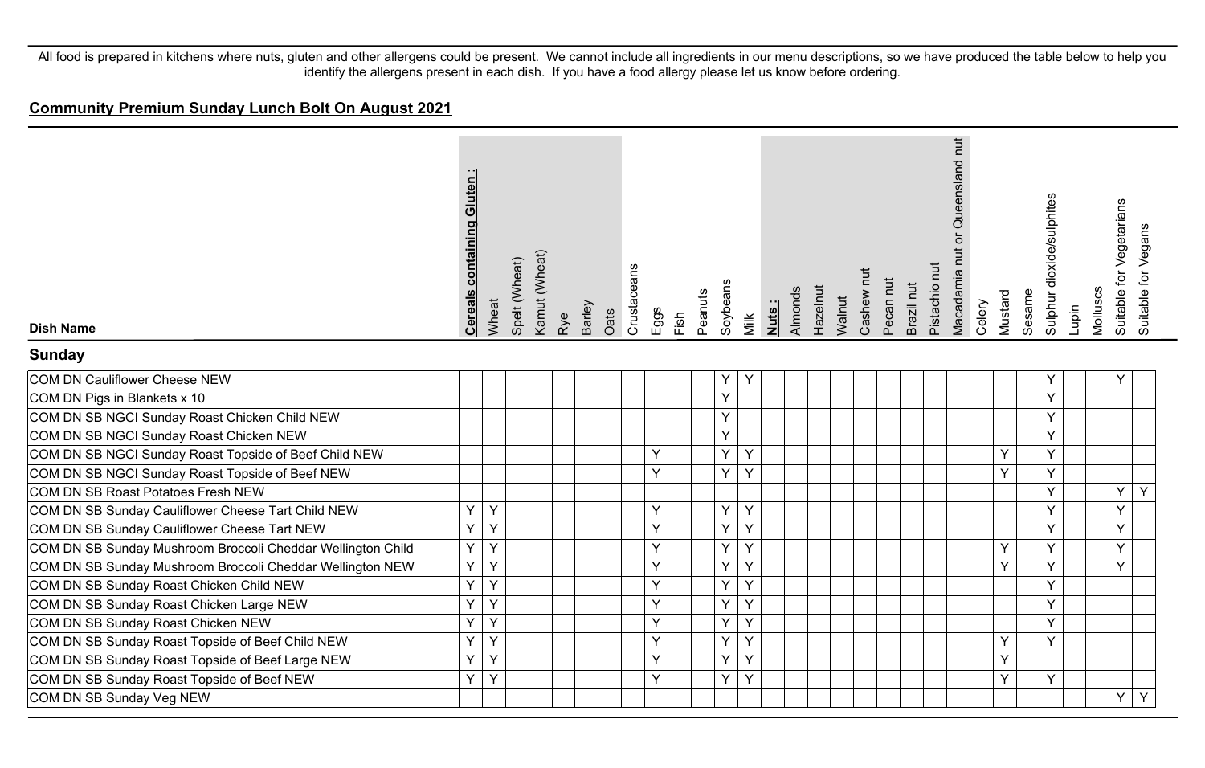All food is prepared in kitchens where nuts, gluten and other allergens could be present. We cannot include all ingredients in our menu descriptions, so we have produced the table below to help you identify the allergens present in each dish. If you have a food allergy please let us know before ordering.

## Community Premium Sunday Lunch Bolt On August 2021

| Dish Name | Cereals containing Gluten : | Wheat | Spelt (Wheat) | Kamut (Wheat) | Rye | Barley | Oats | Crustaceans | Eggs | Fish | Peanuts | Soybeans | Milk | Nuts : | Almonds | Hazelnut | Walnut | Cashew nut | Pecan nut | Brazil nut | Pistachio nut | Macadamia nut or Queensland nut | Celery | Mustard | Sesame | Sulphur dioxide/sulphites | Lupin | Molluscs | Suitable for Vegetarians | Suitable for Vegans |
|---|---|---|---|---|---|---|---|---|---|---|---|---|---|---|---|---|---|---|---|---|---|---|---|---|---|---|---|---|---|---|
| **Sunday** | | | | | | | | | | | | | | | | | | | | | | | | | | | | | | |
| COM DN Cauliflower Cheese NEW | | | | | | | | | | | | Y | Y | | | | | | | | | | | | | Y | | | Y | |
| COM DN Pigs in Blankets x 10 | | | | | | | | | | | | Y | | | | | | | | | | | | | | Y | | | | |
| COM DN SB NGCI Sunday Roast Chicken Child NEW | | | | | | | | | | | | Y | | | | | | | | | | | | | | Y | | | | |
| COM DN SB NGCI Sunday Roast Chicken NEW | | | | | | | | | | | | Y | | | | | | | | | | | | | | Y | | | | |
| COM DN SB NGCI Sunday Roast Topside of Beef Child NEW | | | | | | | | | Y | | | Y | Y | | | | | | | | | | | Y | | Y | | | | |
| COM DN SB NGCI Sunday Roast Topside of Beef NEW | | | | | | | | | Y | | | Y | Y | | | | | | | | | | | Y | | Y | | | | |
| COM DN SB Roast Potatoes Fresh NEW | | | | | | | | | | | | | | | | | | | | | | | | | | Y | | | Y | Y |
| COM DN SB Sunday Cauliflower Cheese Tart Child NEW | Y | Y | | | | | | | Y | | | Y | Y | | | | | | | | | | | | | Y | | | Y | |
| COM DN SB Sunday Cauliflower Cheese Tart NEW | Y | Y | | | | | | | Y | | | Y | Y | | | | | | | | | | | | | Y | | | Y | |
| COM DN SB Sunday Mushroom Broccoli Cheddar Wellington Child | Y | Y | | | | | | | Y | | | Y | Y | | | | | | | | | | | Y | | Y | | | Y | |
| COM DN SB Sunday Mushroom Broccoli Cheddar Wellington NEW | Y | Y | | | | | | | Y | | | Y | Y | | | | | | | | | | | Y | | Y | | | Y | |
| COM DN SB Sunday Roast Chicken Child NEW | Y | Y | | | | | | | Y | | | Y | Y | | | | | | | | | | | | | Y | | | | |
| COM DN SB Sunday Roast Chicken Large NEW | Y | Y | | | | | | | Y | | | Y | Y | | | | | | | | | | | | | Y | | | | |
| COM DN SB Sunday Roast Chicken NEW | Y | Y | | | | | | | Y | | | Y | Y | | | | | | | | | | | | | Y | | | | |
| COM DN SB Sunday Roast Topside of Beef Child NEW | Y | Y | | | | | | | Y | | | Y | Y | | | | | | | | | | | Y | | Y | | | | |
| COM DN SB Sunday Roast Topside of Beef Large NEW | Y | Y | | | | | | | Y | | | Y | Y | | | | | | | | | | | Y | | | | | | |
| COM DN SB Sunday Roast Topside of Beef NEW | Y | Y | | | | | | | Y | | | Y | Y | | | | | | | | | | | Y | | Y | | | | |
| COM DN SB Sunday Veg NEW | | | | | | | | | | | | | | | | | | | | | | | | | | | | | Y | Y |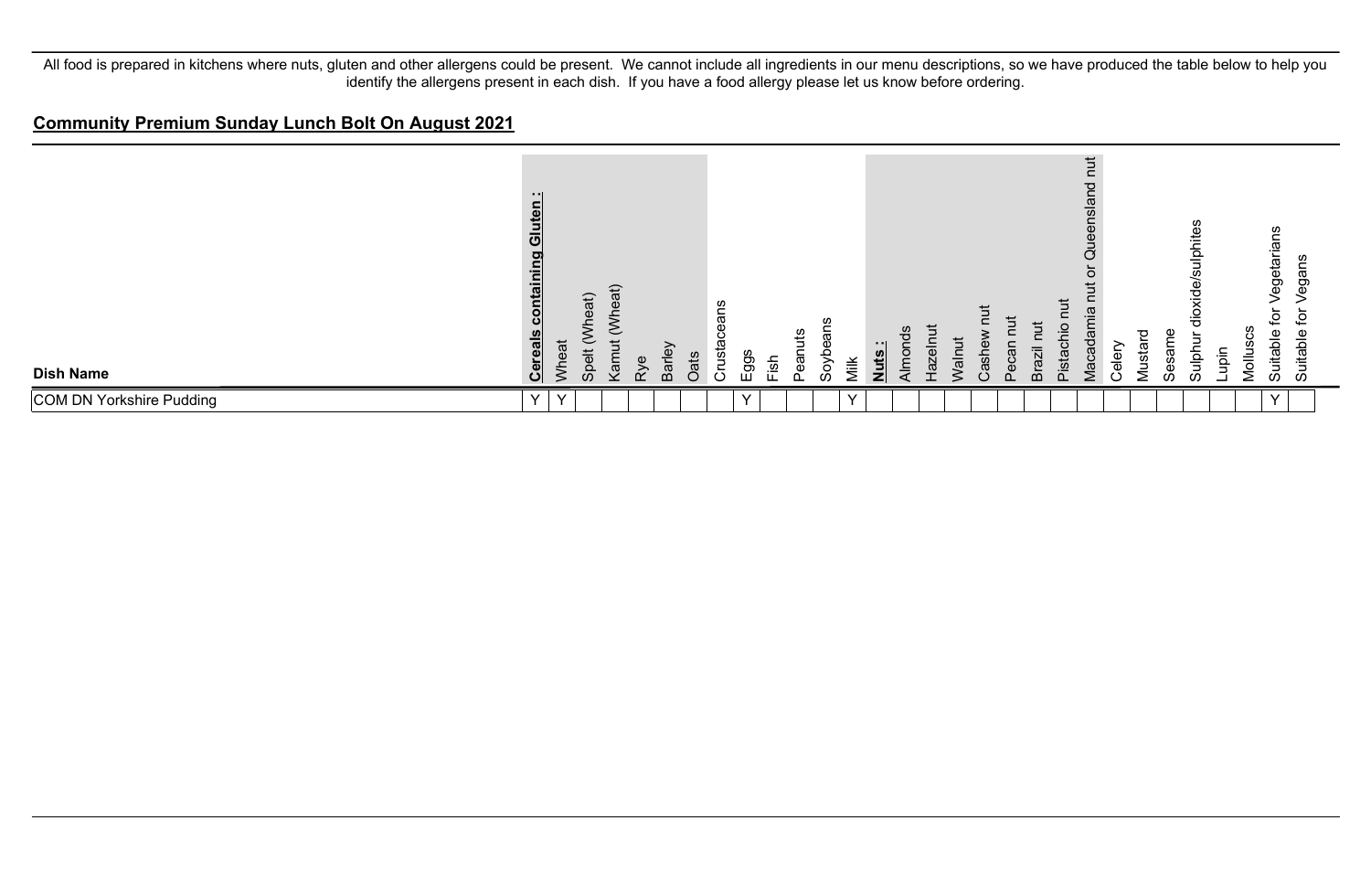All food is prepared in kitchens where nuts, gluten and other allergens could be present. We cannot include all ingredients in our menu descriptions, so we have produced the table below to help you identify the allergens present in each dish. If you have a food allergy please let us know before ordering.

## Community Premium Sunday Lunch Bolt On August 2021

| Dish Name | **Cereals containing Gluten :** | Wheat | Spelt (Wheat) | Kamut (Wheat) | Rye | Barley | Oats | Crustaceans | Eggs | Fish | Peanuts | Soybeans | Milk | **Nuts :** | Almonds | Hazelnut | Walnut | Cashew nut | Pecan nut | Brazil nut | Pistachio nut | Macadamia nut or Queensland nut | Celery | Mustard | Sesame | Sulphur dioxide/sulphites | Lupin | Molluscs | Suitable for Vegetarians | Suitable for Vegans |
|---|---|---|---|---|---|---|---|---|---|---|---|---|---|---|---|---|---|---|---|---|---|---|---|---|---|---|---|---|---|---|
| COM DN Yorkshire Pudding | Y | Y | | | | | | | Y | | | | Y | | | | | | | | | | | | | | | | Y | |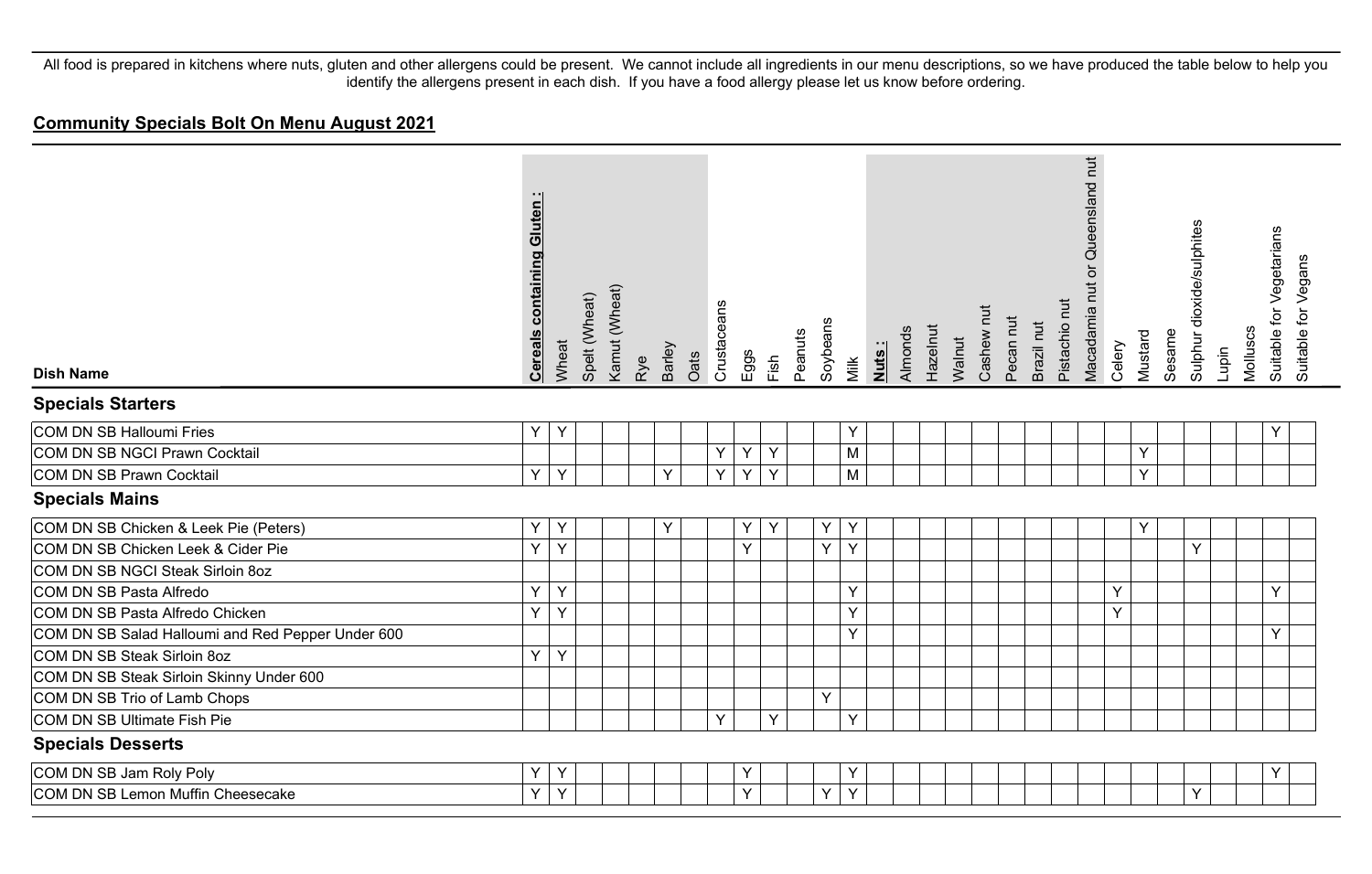All food is prepared in kitchens where nuts, gluten and other allergens could be present. We cannot include all ingredients in our menu descriptions, so we have produced the table below to help you identify the allergens present in each dish. If you have a food allergy please let us know before ordering.

## Community Specials Bolt On Menu August 2021

| Dish Name | Cereals containing Gluten : | Wheat | Spelt (Wheat) | Kamut (Wheat) | Rye | Barley | Oats | Crustaceans | Eggs | Fish | Peanuts | Soybeans | Milk | Nuts : | Almonds | Hazelnut | Walnut | Cashew nut | Pecan nut | Brazil nut | Pistachio nut | Macadamia nut or Queensland nut | Celery | Mustard | Sesame | Sulphur dioxide/sulphites | Lupin | Molluscs | Suitable for Vegetarians | Suitable for Vegans |
|---|---|---|---|---|---|---|---|---|---|---|---|---|---|---|---|---|---|---|---|---|---|---|---|---|---|---|---|---|---|---|
| **Specials Starters** | | | | | | | | | | | | | | | | | | | | | | | | | | | | | | |
| COM DN SB Halloumi Fries | Y | Y | | | | | | | | | | | Y | | | | | | | | | | | | | | | | Y | |
| COM DN SB NGCI Prawn Cocktail | | | | | | | | Y | Y | Y | | | M | | | | | | | | | | | Y | | | | | | |
| COM DN SB Prawn Cocktail | Y | Y | | | | Y | | Y | Y | Y | | | M | | | | | | | | | | | Y | | | | | | |
| **Specials Mains** | | | | | | | | | | | | | | | | | | | | | | | | | | | | | | |
| COM DN SB Chicken & Leek Pie (Peters) | Y | Y | | | | Y | | | Y | Y | | Y | Y | | | | | | | | | | | Y | | | | | | |
| COM DN SB Chicken Leek & Cider Pie | Y | Y | | | | | | | Y | | | Y | Y | | | | | | | | | | | | | Y | | | | |
| COM DN SB NGCI Steak Sirloin 8oz | | | | | | | | | | | | | | | | | | | | | | | | | | | | | | |
| COM DN SB Pasta Alfredo | Y | Y | | | | | | | | | | | Y | | | | | | | | | | Y | | | | | | Y | |
| COM DN SB Pasta Alfredo Chicken | Y | Y | | | | | | | | | | | Y | | | | | | | | | | Y | | | | | | | |
| COM DN SB Salad Halloumi and Red Pepper Under 600 | | | | | | | | | | | | | Y | | | | | | | | | | | | | | | | Y | |
| COM DN SB Steak Sirloin 8oz | Y | Y | | | | | | | | | | | | | | | | | | | | | | | | | | | | |
| COM DN SB Steak Sirloin Skinny Under 600 | | | | | | | | | | | | | | | | | | | | | | | | | | | | | | |
| COM DN SB Trio of Lamb Chops | | | | | | | | | | | | Y | | | | | | | | | | | | | | | | | | |
| COM DN SB Ultimate Fish Pie | | | | | | | | Y | | Y | | | Y | | | | | | | | | | | | | | | | | |
| **Specials Desserts** | | | | | | | | | | | | | | | | | | | | | | | | | | | | | | |
| COM DN SB Jam Roly Poly | Y | Y | | | | | | | Y | | | | Y | | | | | | | | | | | | | | | | Y | |
| COM DN SB Lemon Muffin Cheesecake | Y | Y | | | | | | | Y | | | Y | Y | | | | | | | | | | | | | Y | | | | |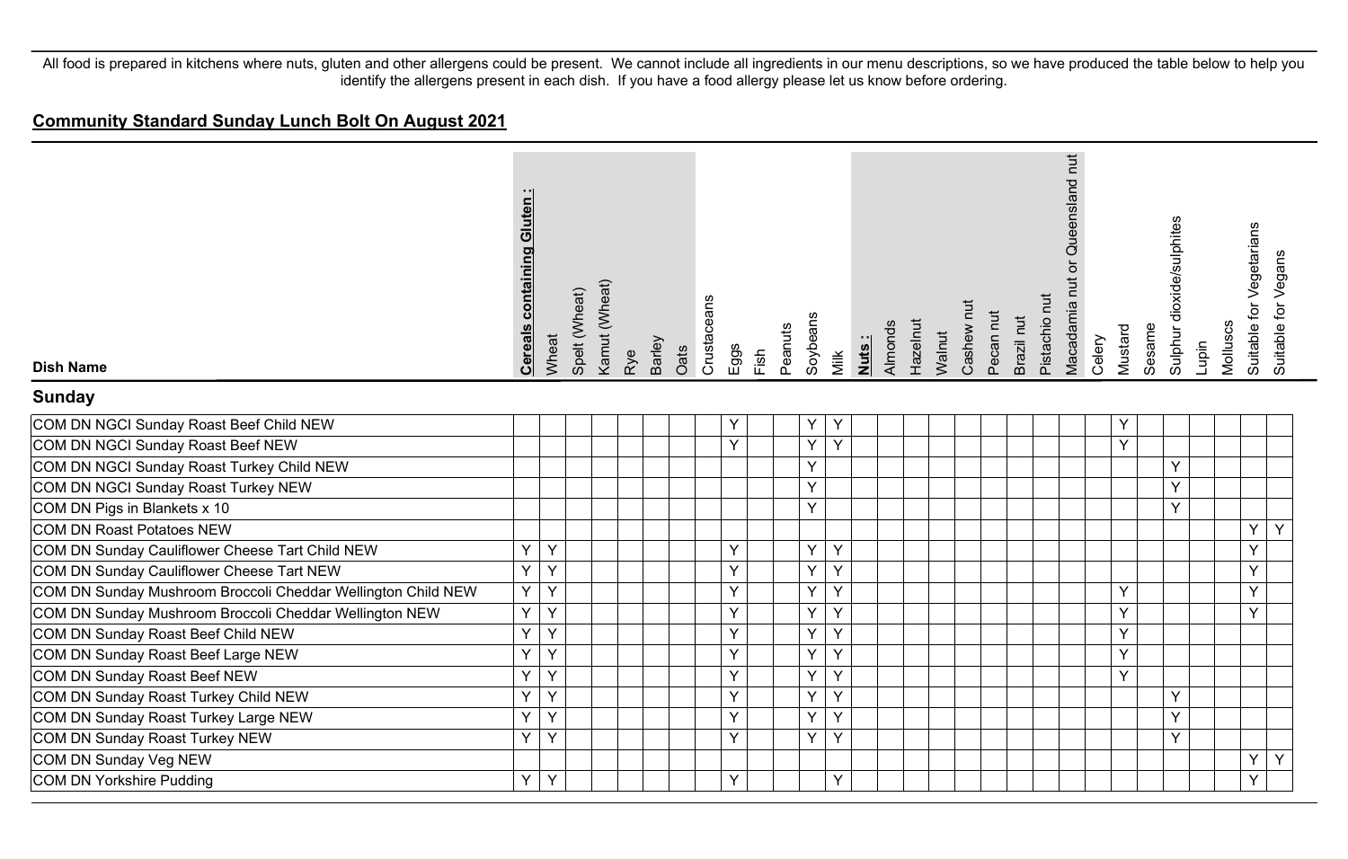All food is prepared in kitchens where nuts, gluten and other allergens could be present. We cannot include all ingredients in our menu descriptions, so we have produced the table below to help you identify the allergens present in each dish. If you have a food allergy please let us know before ordering.

**Community Standard Sunday Lunch Bolt On August 2021**

| Dish Name | Cereals containing Gluten : | Wheat | Spelt (Wheat) | Kamut (Wheat) | Rye | Barley | Oats | Crustaceans | Eggs | Fish | Peanuts | Soybeans | Milk | Nuts : | Almonds | Hazelnut | Walnut | Cashew nut | Pecan nut | Brazil nut | Pistachio nut | Macadamia nut or Queensland nut | Celery | Mustard | Sesame | Sulphur dioxide/sulphites | Lupin | Molluscs | Suitable for Vegetarians | Suitable for Vegans |
|---|---|---|---|---|---|---|---|---|---|---|---|---|---|---|---|---|---|---|---|---|---|---|---|---|---|---|---|---|---|---|
| **Sunday** | | | | | | | | | | | | | | | | | | | | | | | | | | | | | | |
| COM DN NGCI Sunday Roast Beef Child NEW | | | | | | | | | Y | | | Y | Y | | | | | | | | | | | Y | | | | | | |
| COM DN NGCI Sunday Roast Beef NEW | | | | | | | | | Y | | | Y | Y | | | | | | | | | | | Y | | | | | | |
| COM DN NGCI Sunday Roast Turkey Child NEW | | | | | | | | | | | | Y | | | | | | | | | | | | | | Y | | | | |
| COM DN NGCI Sunday Roast Turkey NEW | | | | | | | | | | | | Y | | | | | | | | | | | | | | Y | | | | |
| COM DN Pigs in Blankets x 10 | | | | | | | | | | | | Y | | | | | | | | | | | | | | Y | | | | |
| COM DN Roast Potatoes NEW | | | | | | | | | | | | | | | | | | | | | | | | | | | | | Y | Y |
| COM DN Sunday Cauliflower Cheese Tart Child NEW | Y | Y | | | | | | | Y | | | Y | Y | | | | | | | | | | | | | | | | Y | |
| COM DN Sunday Cauliflower Cheese Tart NEW | Y | Y | | | | | | | Y | | | Y | Y | | | | | | | | | | | | | | | | Y | |
| COM DN Sunday Mushroom Broccoli Cheddar Wellington Child NEW | Y | Y | | | | | | | Y | | | Y | Y | | | | | | | | | | | Y | | | | | Y | |
| COM DN Sunday Mushroom Broccoli Cheddar Wellington NEW | Y | Y | | | | | | | Y | | | Y | Y | | | | | | | | | | | Y | | | | | Y | |
| COM DN Sunday Roast Beef Child NEW | Y | Y | | | | | | | Y | | | Y | Y | | | | | | | | | | | Y | | | | | | |
| COM DN Sunday Roast Beef Large NEW | Y | Y | | | | | | | Y | | | Y | Y | | | | | | | | | | | Y | | | | | | |
| COM DN Sunday Roast Beef NEW | Y | Y | | | | | | | Y | | | Y | Y | | | | | | | | | | | Y | | | | | | |
| COM DN Sunday Roast Turkey Child NEW | Y | Y | | | | | | | Y | | | Y | Y | | | | | | | | | | | | | Y | | | | |
| COM DN Sunday Roast Turkey Large NEW | Y | Y | | | | | | | Y | | | Y | Y | | | | | | | | | | | | | Y | | | | |
| COM DN Sunday Roast Turkey NEW | Y | Y | | | | | | | Y | | | Y | Y | | | | | | | | | | | | | Y | | | | |
| COM DN Sunday Veg NEW | | | | | | | | | | | | | | | | | | | | | | | | | | | | | Y | Y |
| COM DN Yorkshire Pudding | Y | Y | | | | | | | Y | | | | Y | | | | | | | | | | | | | | | | Y | |